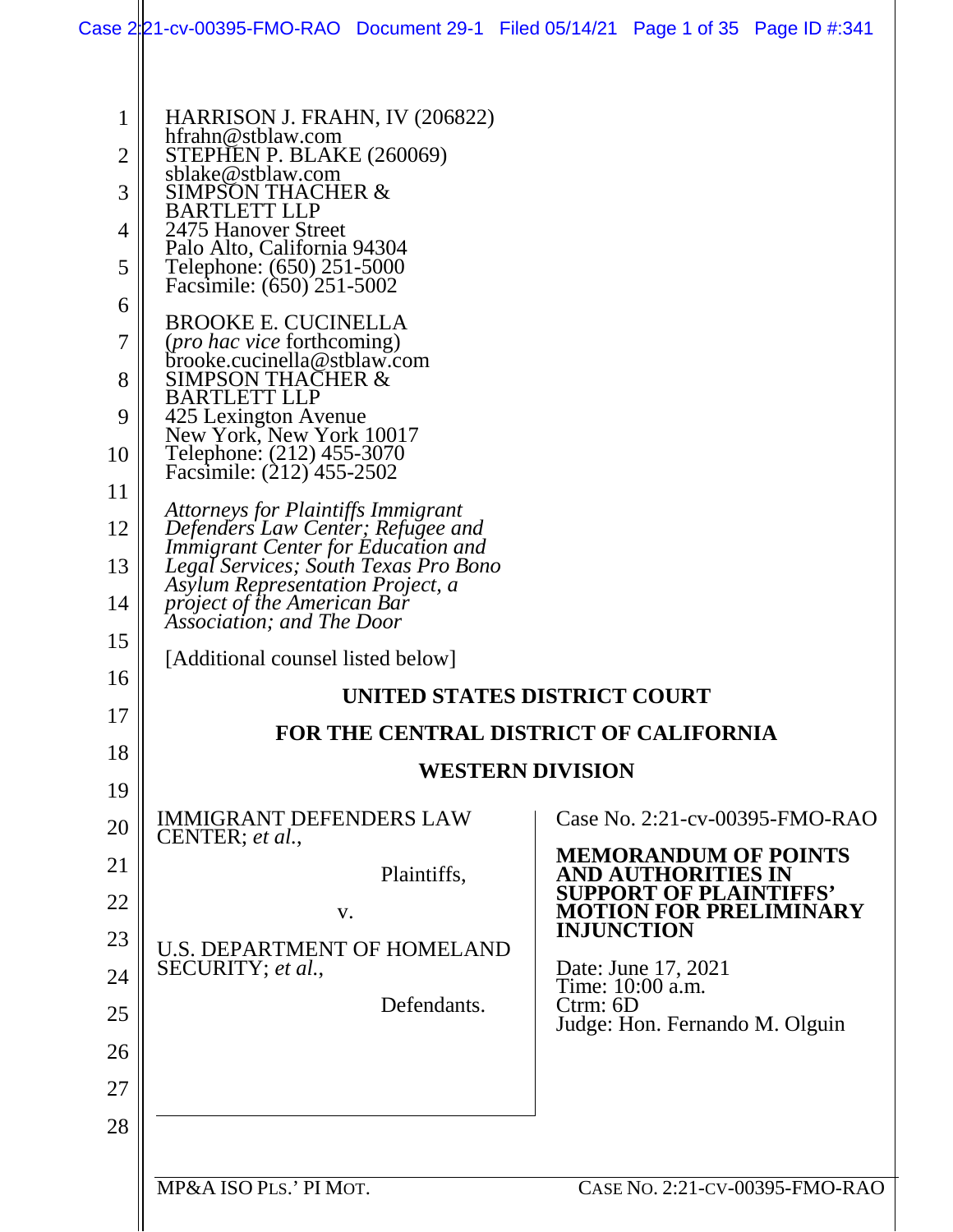HARRISON J. FRAHN, IV (206822)
hfrahn@stblaw.com
STEPHEN P. BLAKE (260069)
sblake@stblaw.com
SIMPSON THACHER &
BARTLETT LLP
2475 Hanover Street
Palo Alto, California 94304
Telephone: (650) 251-5000
Facsimile: (650) 251-5002

BROOKE E. CUCINELLA
(*pro hac vice* forthcoming)
brooke.cucinella@stblaw.com
SIMPSON THACHER &
BARTLETT LLP
425 Lexington Avenue
New York, New York 10017
Telephone: (212) 455-3070
Facsimile: (212) 455-2502

*Attorneys for Plaintiffs Immigrant Defenders Law Center; Refugee and Immigrant Center for Education and Legal Services; South Texas Pro Bono Asylum Representation Project, a project of the American Bar Association; and The Door*

[Additional counsel listed below]

**UNITED STATES DISTRICT COURT**

**FOR THE CENTRAL DISTRICT OF CALIFORNIA**

**WESTERN DIVISION**

IMMIGRANT DEFENDERS LAW CENTER; *et al.*,

Plaintiffs,

v.

U.S. DEPARTMENT OF HOMELAND SECURITY; *et al.*,

Defendants.

Case No. 2:21-cv-00395-FMO-RAO

**MEMORANDUM OF POINTS AND AUTHORITIES IN SUPPORT OF PLAINTIFFS' MOTION FOR PRELIMINARY INJUNCTION**

Date: June 17, 2021
Time: 10:00 a.m.
Ctrm: 6D
Judge: Hon. Fernando M. Olguin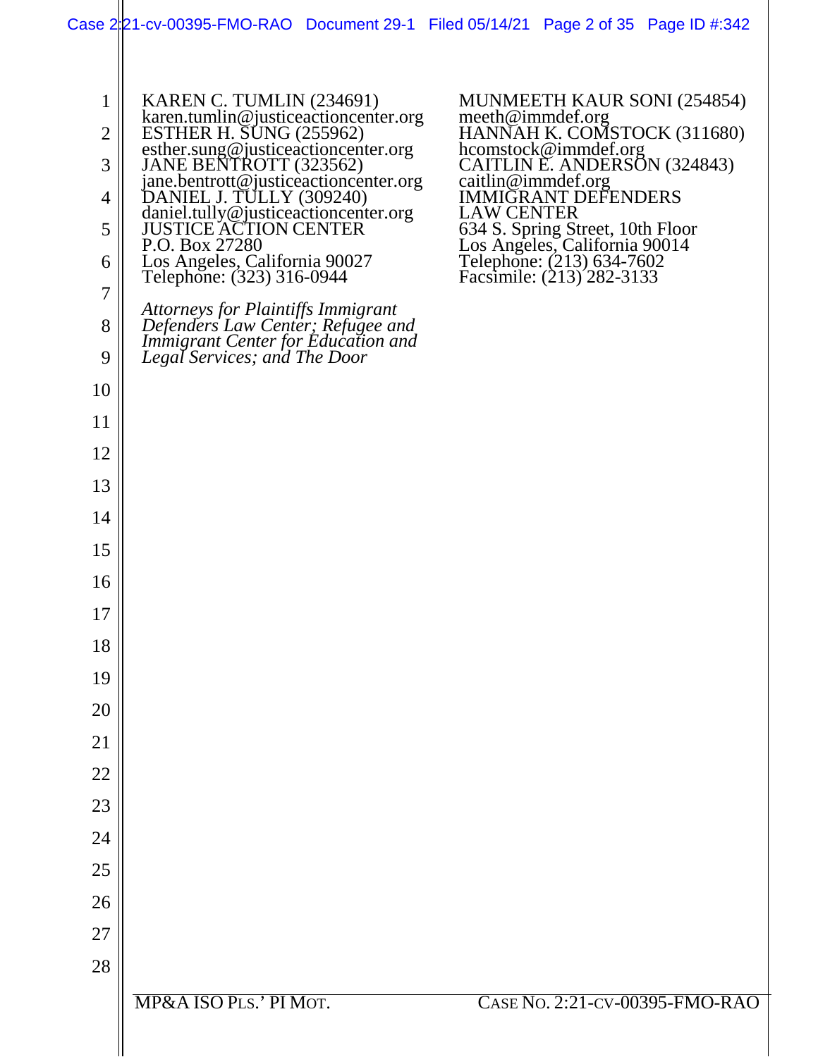KAREN C. TUMLIN (234691)
karen.tumlin@justiceactioncenter.org
ESTHER H. SUNG (255962)
esther.sung@justiceactioncenter.org
JANE BENTROTT (323562)
jane.bentrott@justiceactioncenter.org
DANIEL J. TULLY (309240)
daniel.tully@justiceactioncenter.org
JUSTICE ACTION CENTER
P.O. Box 27280
Los Angeles, California 90027
Telephone: (323) 316-0944

MUNMEETH KAUR SONI (254854)
meeth@immdef.org
HANNAH K. COMSTOCK (311680)
hcomstock@immdef.org
CAITLIN E. ANDERSON (324843)
caitlin@immdef.org
IMMIGRANT DEFENDERS
LAW CENTER
634 S. Spring Street, 10th Floor
Los Angeles, California 90014
Telephone: (213) 634-7602
Facsimile: (213) 282-3133

*Attorneys for Plaintiffs Immigrant Defenders Law Center; Refugee and Immigrant Center for Education and Legal Services; and The Door*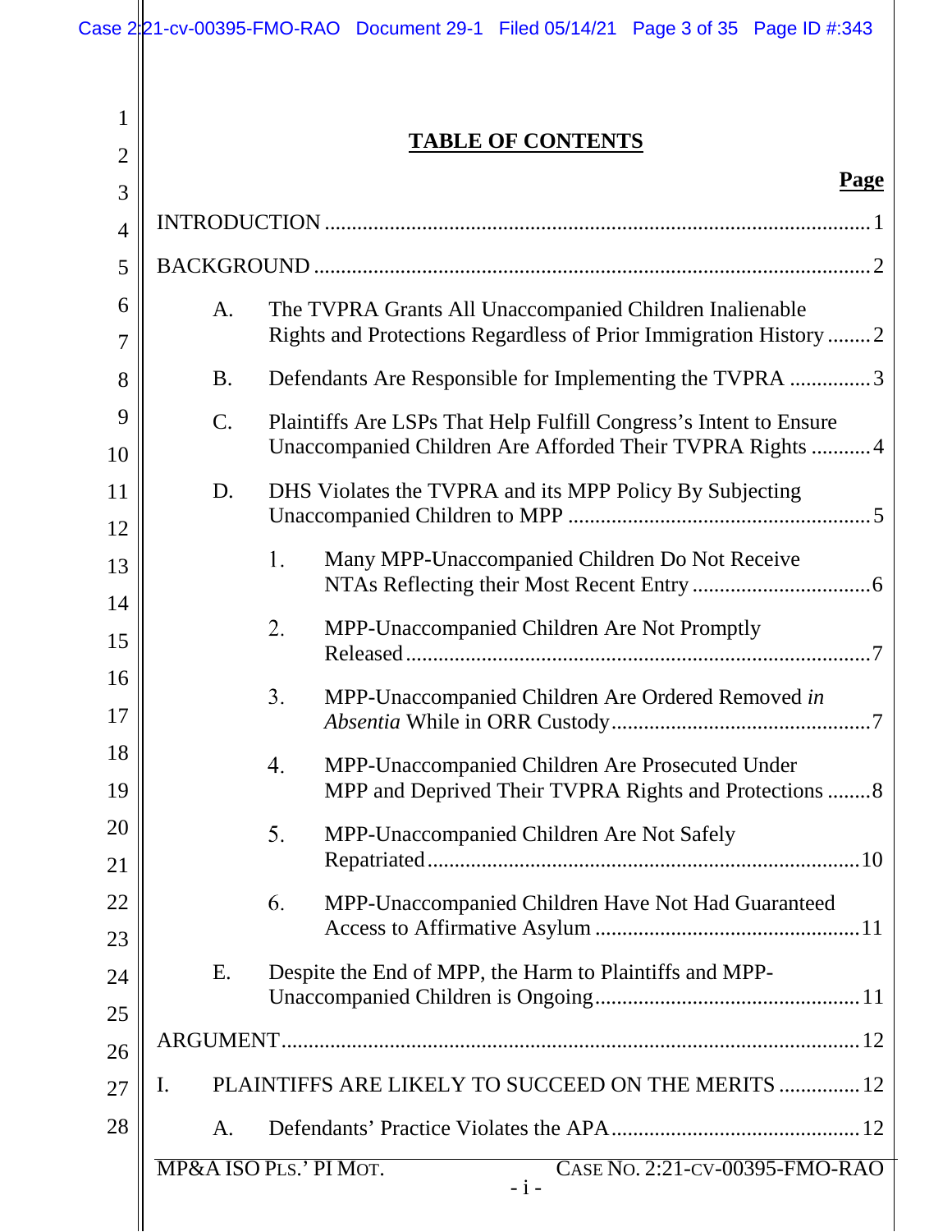## TABLE OF CONTENTS

**Page**

INTRODUCTION ..................................................................................................... 1

BACKGROUND ...................................................................................................... 2

- A. The TVPRA Grants All Unaccompanied Children Inalienable Rights and Protections Regardless of Prior Immigration History ........ 2
- B. Defendants Are Responsible for Implementing the TVPRA ............... 3
- C. Plaintiffs Are LSPs That Help Fulfill Congress's Intent to Ensure Unaccompanied Children Are Afforded Their TVPRA Rights ........... 4
- D. DHS Violates the TVPRA and its MPP Policy By Subjecting Unaccompanied Children to MPP ....................................................... 5
  1. Many MPP-Unaccompanied Children Do Not Receive NTAs Reflecting their Most Recent Entry ................................. 6
  2. MPP-Unaccompanied Children Are Not Promptly Released ..................................................................................... 7
  3. MPP-Unaccompanied Children Are Ordered Removed *in Absentia* While in ORR Custody ................................................ 7
  4. MPP-Unaccompanied Children Are Prosecuted Under MPP and Deprived Their TVPRA Rights and Protections ........ 8
  5. MPP-Unaccompanied Children Are Not Safely Repatriated ............................................................................... 10
  6. MPP-Unaccompanied Children Have Not Had Guaranteed Access to Affirmative Asylum ................................................ 11
- E. Despite the End of MPP, the Harm to Plaintiffs and MPP-Unaccompanied Children is Ongoing ................................................ 11

ARGUMENT ........................................................................................................... 12

I. PLAINTIFFS ARE LIKELY TO SUCCEED ON THE MERITS ............... 12

- A. Defendants' Practice Violates the APA .............................................. 12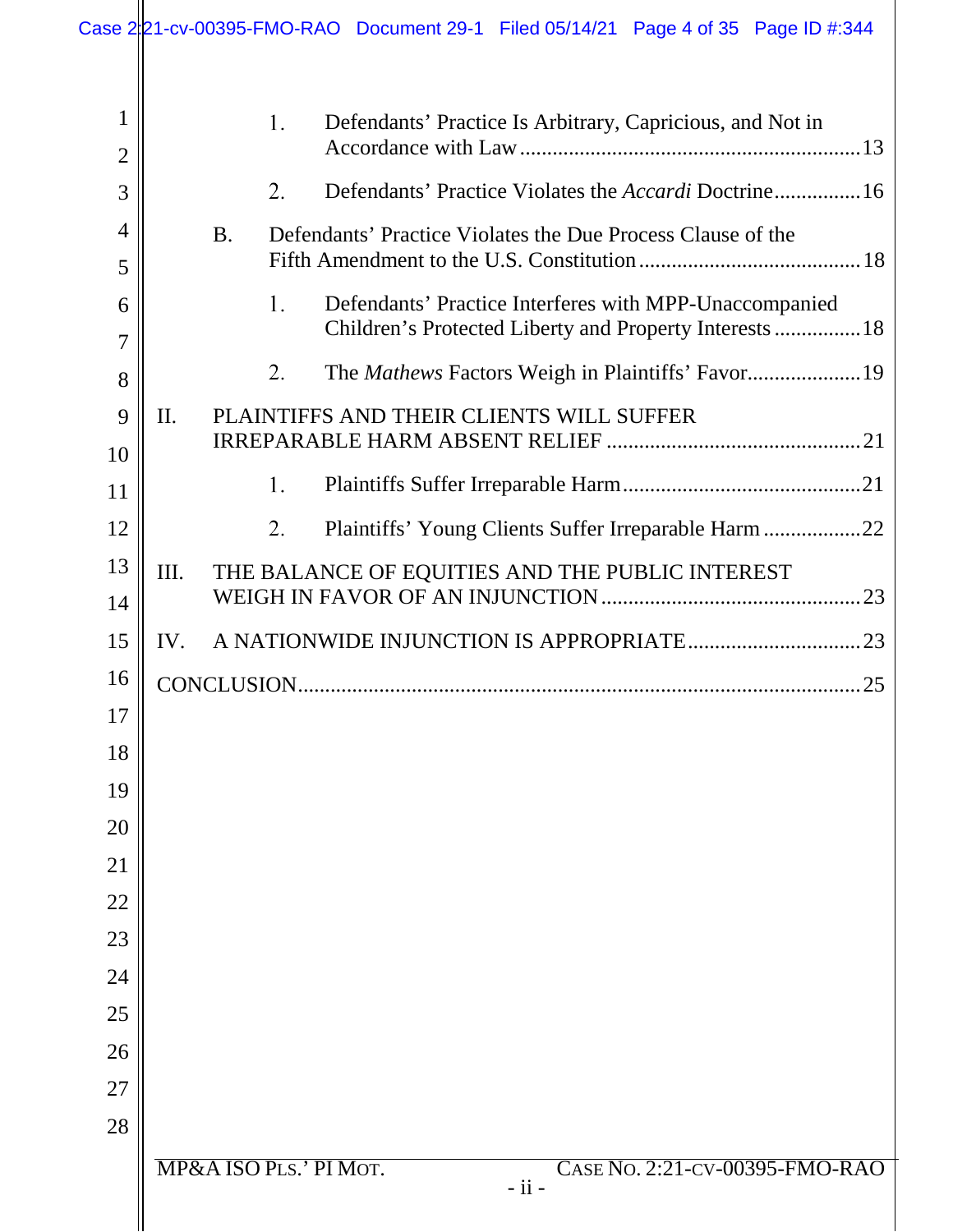1. Defendants' Practice Is Arbitrary, Capricious, and Not in Accordance with Law ....................13

2. Defendants' Practice Violates the *Accardi* Doctrine....................16

B. Defendants' Practice Violates the Due Process Clause of the Fifth Amendment to the U.S. Constitution....................18

1. Defendants' Practice Interferes with MPP-Unaccompanied Children's Protected Liberty and Property Interests....................18

2. The *Mathews* Factors Weigh in Plaintiffs' Favor....................19

II. PLAINTIFFS AND THEIR CLIENTS WILL SUFFER IRREPARABLE HARM ABSENT RELIEF....................21

1. Plaintiffs Suffer Irreparable Harm....................21

2. Plaintiffs' Young Clients Suffer Irreparable Harm....................22

III. THE BALANCE OF EQUITIES AND THE PUBLIC INTEREST WEIGH IN FAVOR OF AN INJUNCTION....................23

IV. A NATIONWIDE INJUNCTION IS APPROPRIATE....................23

CONCLUSION....................25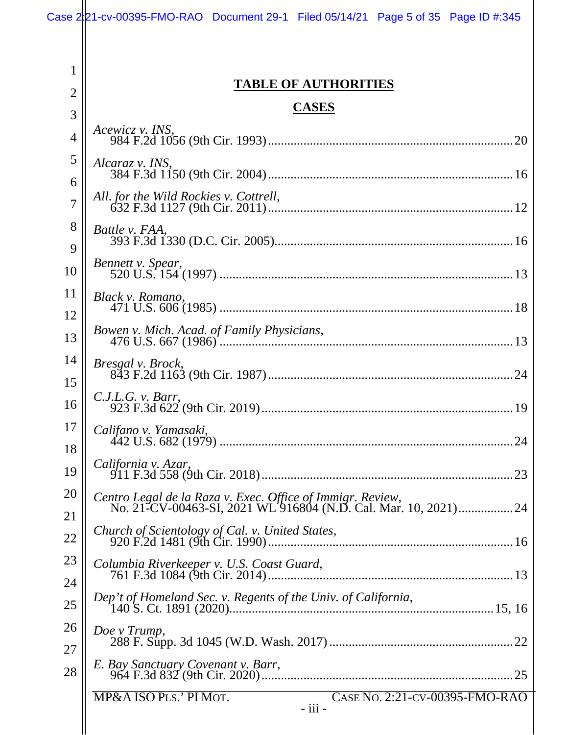## TABLE OF AUTHORITIES

### CASES

*Acewicz v. INS*,
984 F.2d 1056 (9th Cir. 1993) .......... 20

*Alcaraz v. INS*,
384 F.3d 1150 (9th Cir. 2004) .......... 16

*All. for the Wild Rockies v. Cottrell*,
632 F.3d 1127 (9th Cir. 2011) .......... 12

*Battle v. FAA*,
393 F.3d 1330 (D.C. Cir. 2005) .......... 16

*Bennett v. Spear*,
520 U.S. 154 (1997) .......... 13

*Black v. Romano*,
471 U.S. 606 (1985) .......... 18

*Bowen v. Mich. Acad. of Family Physicians*,
476 U.S. 667 (1986) .......... 13

*Bresgal v. Brock*,
843 F.2d 1163 (9th Cir. 1987) .......... 24

*C.J.L.G. v. Barr*,
923 F.3d 622 (9th Cir. 2019) .......... 19

*Califano v. Yamasaki*,
442 U.S. 682 (1979) .......... 24

*California v. Azar*,
911 F.3d 558 (9th Cir. 2018) .......... 23

*Centro Legal de la Raza v. Exec. Office of Immigr. Review*,
No. 21-CV-00463-SI, 2021 WL 916804 (N.D. Cal. Mar. 10, 2021) .......... 24

*Church of Scientology of Cal. v. United States*,
920 F.2d 1481 (9th Cir. 1990) .......... 16

*Columbia Riverkeeper v. U.S. Coast Guard*,
761 F.3d 1084 (9th Cir. 2014) .......... 13

*Dep't of Homeland Sec. v. Regents of the Univ. of California*,
140 S. Ct. 1891 (2020) .......... 15, 16

*Doe v Trump*,
288 F. Supp. 3d 1045 (W.D. Wash. 2017) .......... 22

*E. Bay Sanctuary Covenant v. Barr*,
964 F.3d 832 (9th Cir. 2020) .......... 25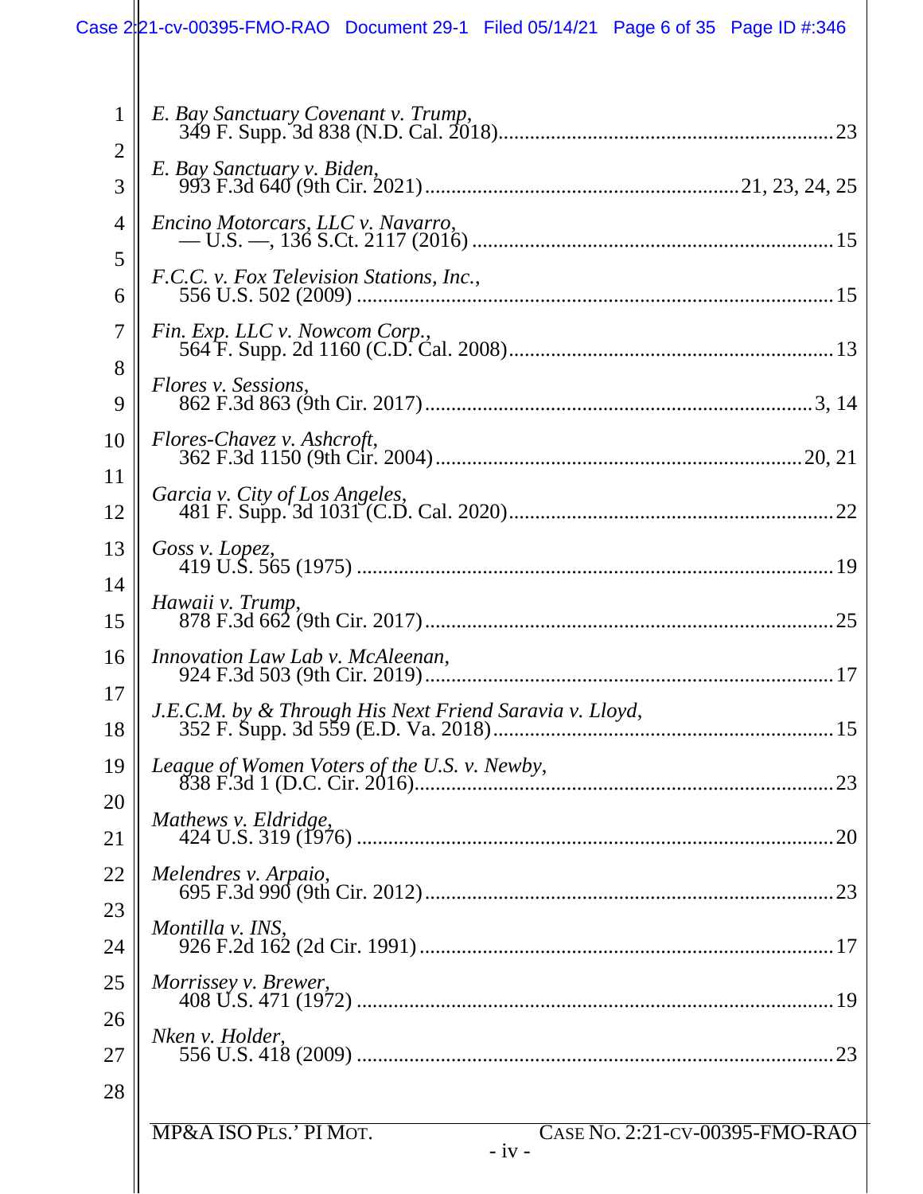*E. Bay Sanctuary Covenant v. Trump*,
349 F. Supp. 3d 838 (N.D. Cal. 2018)....................................................................23

*E. Bay Sanctuary v. Biden*,
993 F.3d 640 (9th Cir. 2021)..................................................................21, 23, 24, 25

*Encino Motorcars, LLC v. Navarro*,
— U.S. —, 136 S.Ct. 2117 (2016) ..........................................................................15

*F.C.C. v. Fox Television Stations, Inc.*,
556 U.S. 502 (2009) ..............................................................................................15

*Fin. Exp. LLC v. Nowcom Corp.*,
564 F. Supp. 2d 1160 (C.D. Cal. 2008)....................................................................13

*Flores v. Sessions*,
862 F.3d 863 (9th Cir. 2017)...............................................................................3, 14

*Flores-Chavez v. Ashcroft*,
362 F.3d 1150 (9th Cir. 2004)...........................................................................20, 21

*Garcia v. City of Los Angeles*,
481 F. Supp. 3d 1031 (C.D. Cal. 2020)....................................................................22

*Goss v. Lopez*,
419 U.S. 565 (1975) ..............................................................................................19

*Hawaii v. Trump*,
878 F.3d 662 (9th Cir. 2017)....................................................................................25

*Innovation Law Lab v. McAleenan*,
924 F.3d 503 (9th Cir. 2019)....................................................................................17

*J.E.C.M. by & Through His Next Friend Saravia v. Lloyd*,
352 F. Supp. 3d 559 (E.D. Va. 2018).......................................................................15

*League of Women Voters of the U.S. v. Newby*,
838 F.3d 1 (D.C. Cir. 2016)......................................................................................23

*Mathews v. Eldridge*,
424 U.S. 319 (1976) ..............................................................................................20

*Melendres v. Arpaio*,
695 F.3d 990 (9th Cir. 2012)....................................................................................23

*Montilla v. INS*,
926 F.2d 162 (2d Cir. 1991) .....................................................................................17

*Morrissey v. Brewer*,
408 U.S. 471 (1972) ..............................................................................................19

*Nken v. Holder*,
556 U.S. 418 (2009) ..............................................................................................23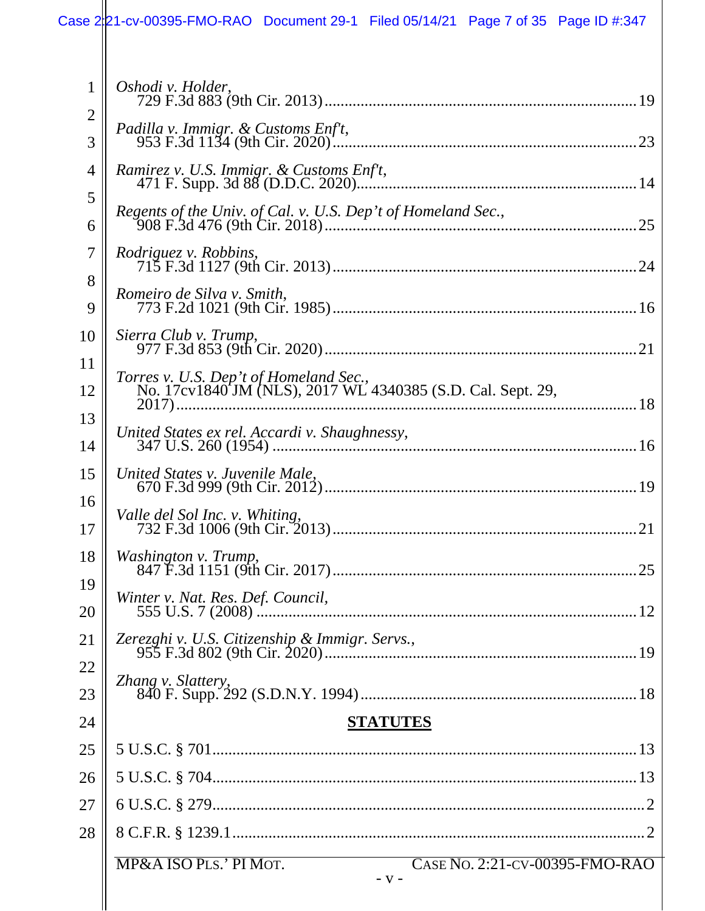*Oshodi v. Holder*,
729 F.3d 883 (9th Cir. 2013) .......... 19

*Padilla v. Immigr. & Customs Enf't*,
953 F.3d 1134 (9th Cir. 2020) .......... 23

*Ramirez v. U.S. Immigr. & Customs Enf't*,
471 F. Supp. 3d 88 (D.D.C. 2020) .......... 14

*Regents of the Univ. of Cal. v. U.S. Dep't of Homeland Sec.*,
908 F.3d 476 (9th Cir. 2018) .......... 25

*Rodriguez v. Robbins*,
715 F.3d 1127 (9th Cir. 2013) .......... 24

*Romeiro de Silva v. Smith*,
773 F.2d 1021 (9th Cir. 1985) .......... 16

*Sierra Club v. Trump*,
977 F.3d 853 (9th Cir. 2020) .......... 21

*Torres v. U.S. Dep't of Homeland Sec.*,
No. 17cv1840 JM (NLS), 2017 WL 4340385 (S.D. Cal. Sept. 29, 2017) .......... 18

*United States ex rel. Accardi v. Shaughnessy*,
347 U.S. 260 (1954) .......... 16

*United States v. Juvenile Male*,
670 F.3d 999 (9th Cir. 2012) .......... 19

*Valle del Sol Inc. v. Whiting*,
732 F.3d 1006 (9th Cir. 2013) .......... 21

*Washington v. Trump*,
847 F.3d 1151 (9th Cir. 2017) .......... 25

*Winter v. Nat. Res. Def. Council*,
555 U.S. 7 (2008) .......... 12

*Zerezghi v. U.S. Citizenship & Immigr. Servs.*,
955 F.3d 802 (9th Cir. 2020) .......... 19

*Zhang v. Slattery*,
840 F. Supp. 292 (S.D.N.Y. 1994) .......... 18

## STATUTES

5 U.S.C. § 701 .......... 13

5 U.S.C. § 704 .......... 13

6 U.S.C. § 279 .......... 2

8 C.F.R. § 1239.1 .......... 2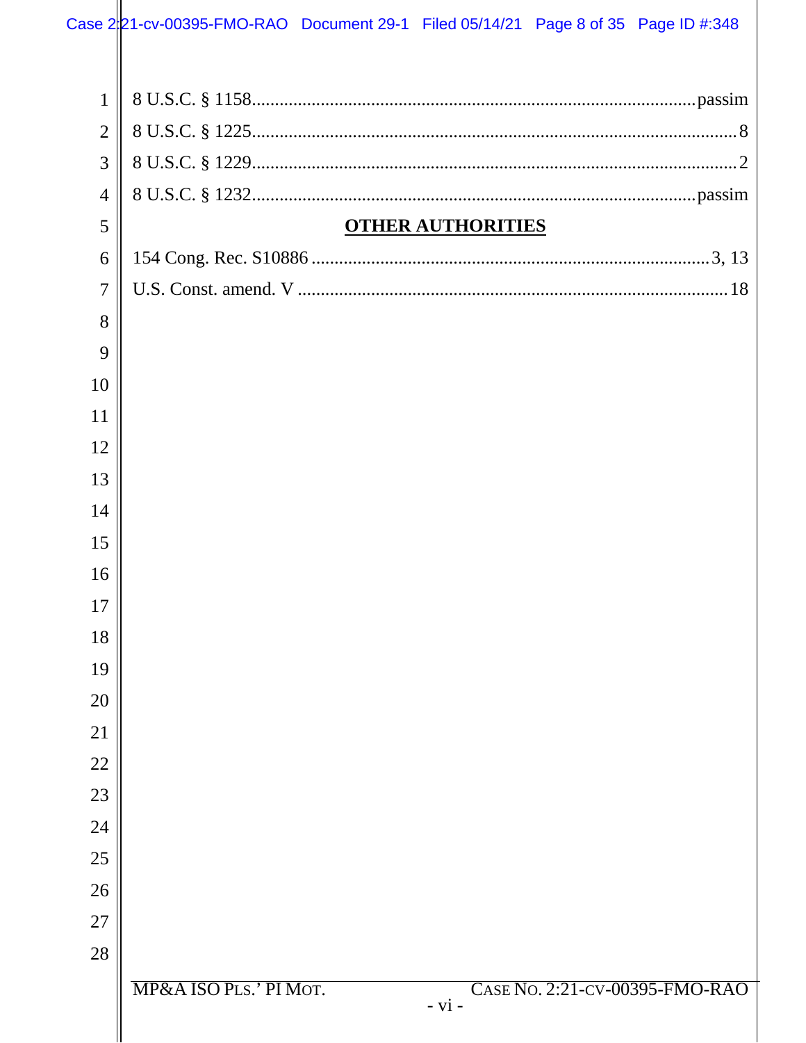8 U.S.C. § 1158 ............................................................................................ passim

8 U.S.C. § 1225 ................................................................................................. 8

8 U.S.C. § 1229 ................................................................................................. 2

8 U.S.C. § 1232 ............................................................................................ passim

**OTHER AUTHORITIES**

154 Cong. Rec. S10886 ............................................................................... 3, 13

U.S. Const. amend. V ...................................................................................... 18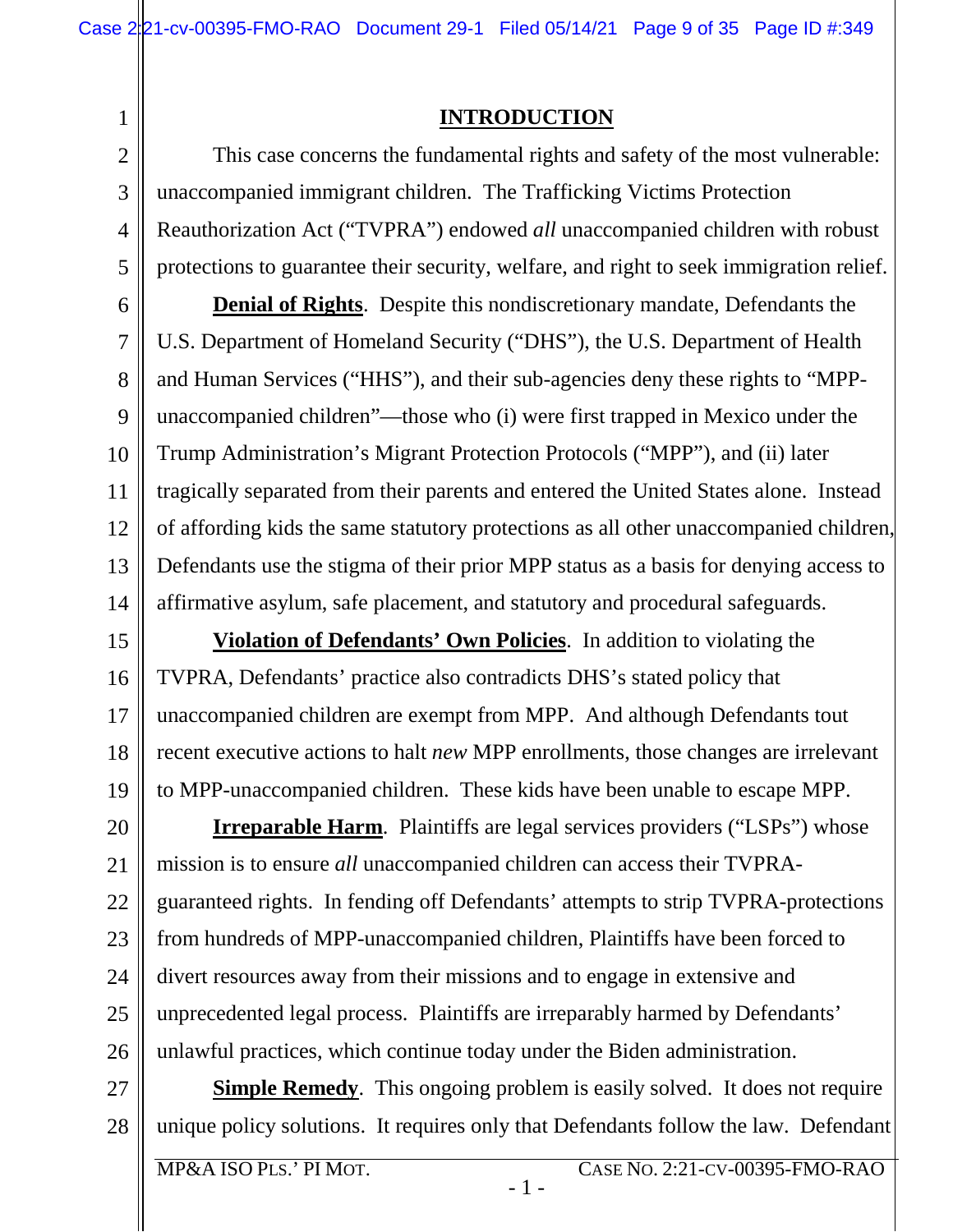# INTRODUCTION

This case concerns the fundamental rights and safety of the most vulnerable: unaccompanied immigrant children. The Trafficking Victims Protection Reauthorization Act ("TVPRA") endowed *all* unaccompanied children with robust protections to guarantee their security, welfare, and right to seek immigration relief.

**Denial of Rights**. Despite this nondiscretionary mandate, Defendants the U.S. Department of Homeland Security ("DHS"), the U.S. Department of Health and Human Services ("HHS"), and their sub-agencies deny these rights to "MPP-unaccompanied children"—those who (i) were first trapped in Mexico under the Trump Administration's Migrant Protection Protocols ("MPP"), and (ii) later tragically separated from their parents and entered the United States alone. Instead of affording kids the same statutory protections as all other unaccompanied children, Defendants use the stigma of their prior MPP status as a basis for denying access to affirmative asylum, safe placement, and statutory and procedural safeguards.

**Violation of Defendants' Own Policies**. In addition to violating the TVPRA, Defendants' practice also contradicts DHS's stated policy that unaccompanied children are exempt from MPP. And although Defendants tout recent executive actions to halt *new* MPP enrollments, those changes are irrelevant to MPP-unaccompanied children. These kids have been unable to escape MPP.

**Irreparable Harm**. Plaintiffs are legal services providers ("LSPs") whose mission is to ensure *all* unaccompanied children can access their TVPRA-guaranteed rights. In fending off Defendants' attempts to strip TVPRA-protections from hundreds of MPP-unaccompanied children, Plaintiffs have been forced to divert resources away from their missions and to engage in extensive and unprecedented legal process. Plaintiffs are irreparably harmed by Defendants' unlawful practices, which continue today under the Biden administration.

**Simple Remedy**. This ongoing problem is easily solved. It does not require unique policy solutions. It requires only that Defendants follow the law. Defendant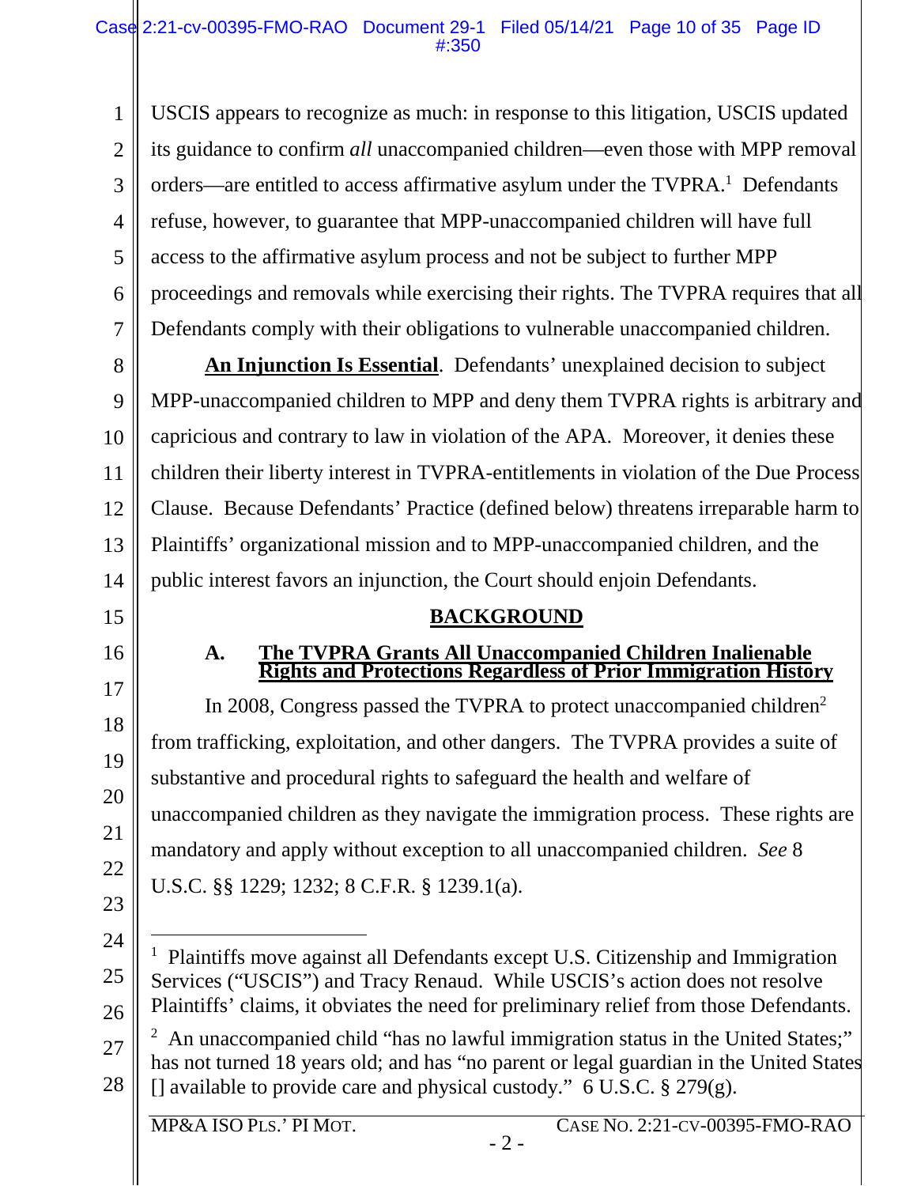USCIS appears to recognize as much: in response to this litigation, USCIS updated its guidance to confirm *all* unaccompanied children—even those with MPP removal orders—are entitled to access affirmative asylum under the TVPRA.[1] Defendants refuse, however, to guarantee that MPP-unaccompanied children will have full access to the affirmative asylum process and not be subject to further MPP proceedings and removals while exercising their rights. The TVPRA requires that all Defendants comply with their obligations to vulnerable unaccompanied children.

**An Injunction Is Essential**. Defendants' unexplained decision to subject MPP-unaccompanied children to MPP and deny them TVPRA rights is arbitrary and capricious and contrary to law in violation of the APA. Moreover, it denies these children their liberty interest in TVPRA-entitlements in violation of the Due Process Clause. Because Defendants' Practice (defined below) threatens irreparable harm to Plaintiffs' organizational mission and to MPP-unaccompanied children, and the public interest favors an injunction, the Court should enjoin Defendants.

## BACKGROUND

### A. The TVPRA Grants All Unaccompanied Children Inalienable Rights and Protections Regardless of Prior Immigration History

In 2008, Congress passed the TVPRA to protect unaccompanied children[2] from trafficking, exploitation, and other dangers. The TVPRA provides a suite of substantive and procedural rights to safeguard the health and welfare of unaccompanied children as they navigate the immigration process. These rights are mandatory and apply without exception to all unaccompanied children. *See* 8 U.S.C. §§ 1229; 1232; 8 C.F.R. § 1239.1(a).

---

[1] Plaintiffs move against all Defendants except U.S. Citizenship and Immigration Services ("USCIS") and Tracy Renaud. While USCIS's action does not resolve Plaintiffs' claims, it obviates the need for preliminary relief from those Defendants.

[2] An unaccompanied child "has no lawful immigration status in the United States;" has not turned 18 years old; and has "no parent or legal guardian in the United States [] available to provide care and physical custody." 6 U.S.C. § 279(g).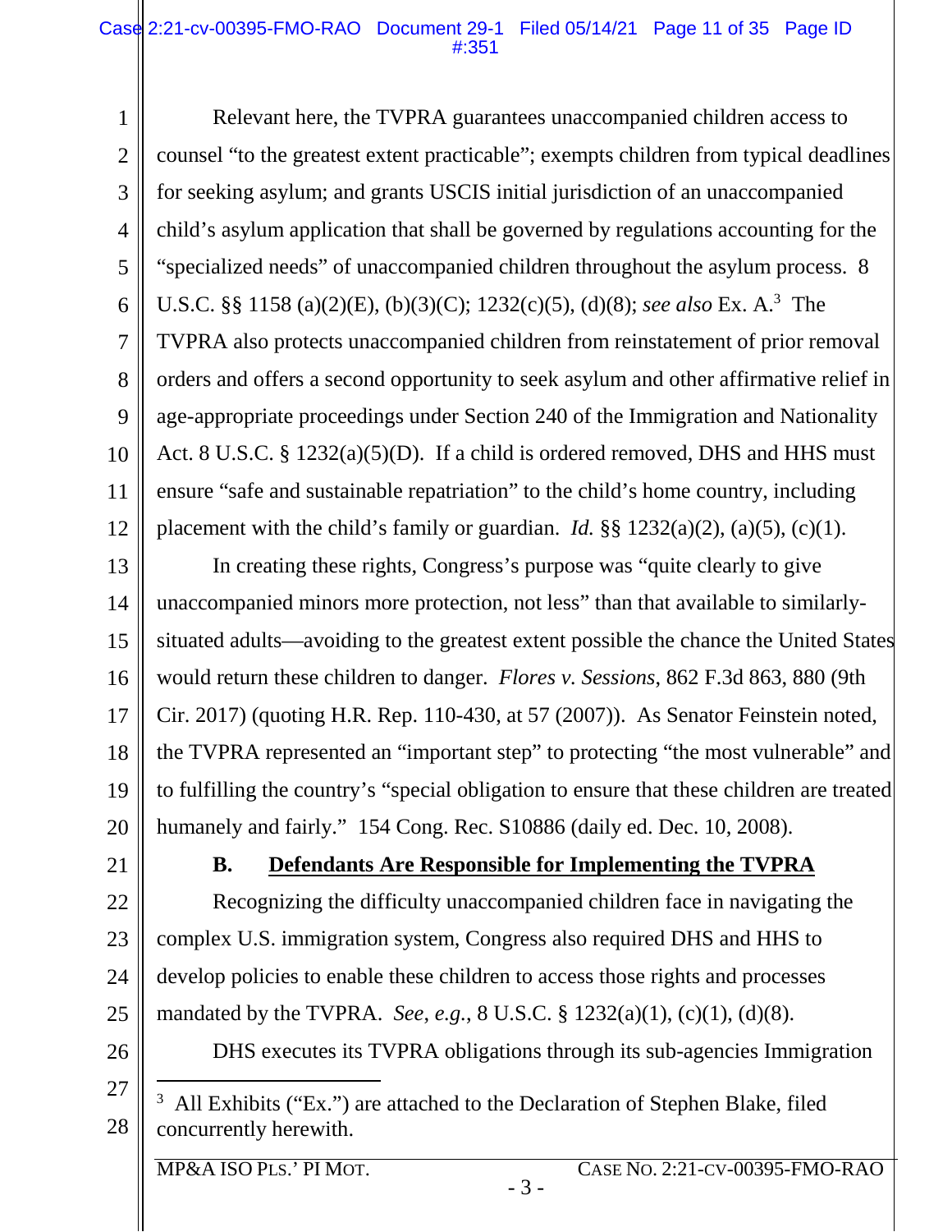Relevant here, the TVPRA guarantees unaccompanied children access to counsel "to the greatest extent practicable"; exempts children from typical deadlines for seeking asylum; and grants USCIS initial jurisdiction of an unaccompanied child's asylum application that shall be governed by regulations accounting for the "specialized needs" of unaccompanied children throughout the asylum process. 8 U.S.C. §§ 1158 (a)(2)(E), (b)(3)(C); 1232(c)(5), (d)(8); *see also* Ex. A.[3] The TVPRA also protects unaccompanied children from reinstatement of prior removal orders and offers a second opportunity to seek asylum and other affirmative relief in age-appropriate proceedings under Section 240 of the Immigration and Nationality Act. 8 U.S.C. § 1232(a)(5)(D). If a child is ordered removed, DHS and HHS must ensure "safe and sustainable repatriation" to the child's home country, including placement with the child's family or guardian. *Id.* §§ 1232(a)(2), (a)(5), (c)(1).

In creating these rights, Congress's purpose was "quite clearly to give unaccompanied minors more protection, not less" than that available to similarly-situated adults—avoiding to the greatest extent possible the chance the United States would return these children to danger. *Flores v. Sessions*, 862 F.3d 863, 880 (9th Cir. 2017) (quoting H.R. Rep. 110-430, at 57 (2007)). As Senator Feinstein noted, the TVPRA represented an "important step" to protecting "the most vulnerable" and to fulfilling the country's "special obligation to ensure that these children are treated humanely and fairly." 154 Cong. Rec. S10886 (daily ed. Dec. 10, 2008).

### B. Defendants Are Responsible for Implementing the TVPRA

Recognizing the difficulty unaccompanied children face in navigating the complex U.S. immigration system, Congress also required DHS and HHS to develop policies to enable these children to access those rights and processes mandated by the TVPRA. *See, e.g.*, 8 U.S.C. § 1232(a)(1), (c)(1), (d)(8).

DHS executes its TVPRA obligations through its sub-agencies Immigration

[3] All Exhibits ("Ex.") are attached to the Declaration of Stephen Blake, filed concurrently herewith.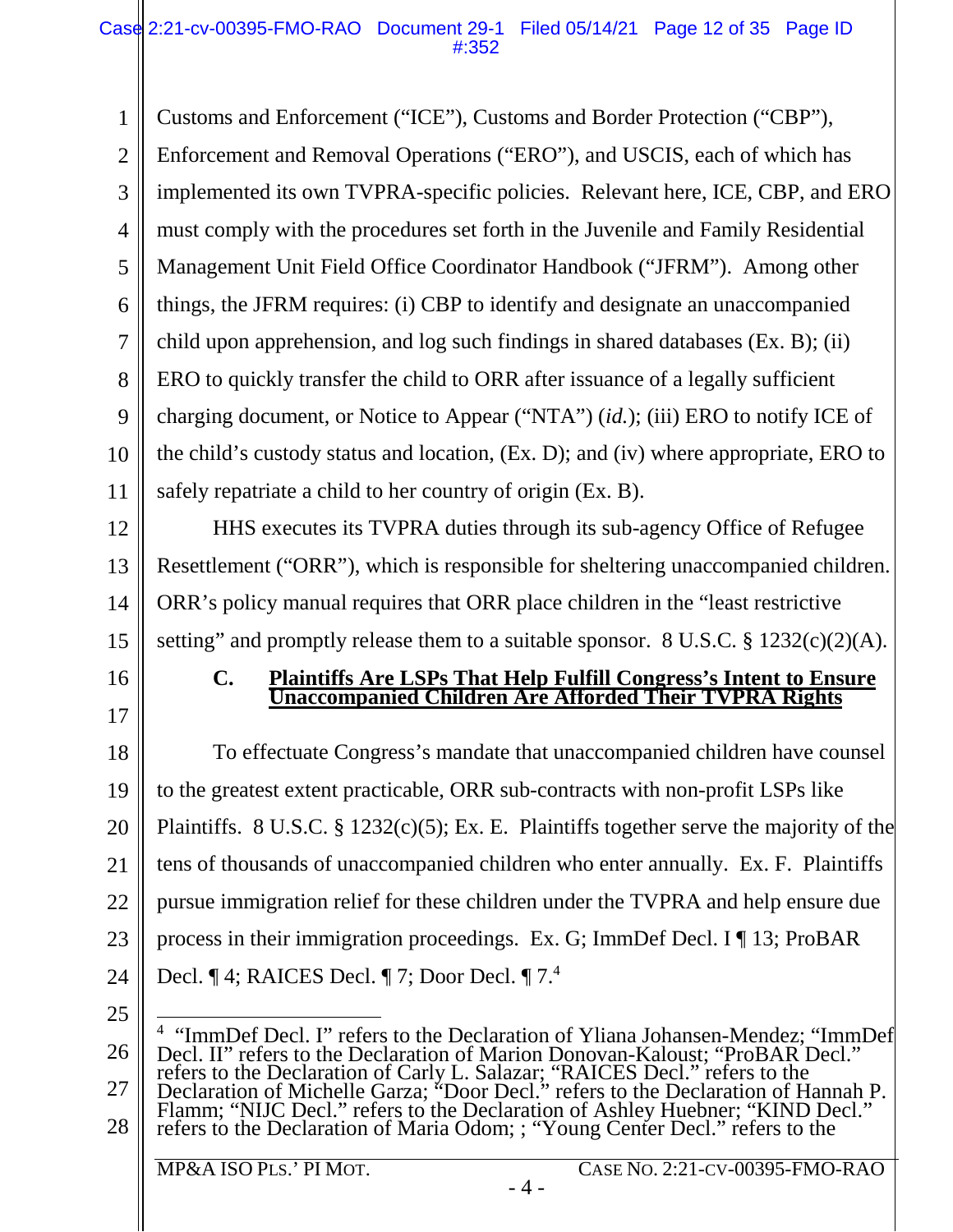Customs and Enforcement ("ICE"), Customs and Border Protection ("CBP"), Enforcement and Removal Operations ("ERO"), and USCIS, each of which has implemented its own TVPRA-specific policies. Relevant here, ICE, CBP, and ERO must comply with the procedures set forth in the Juvenile and Family Residential Management Unit Field Office Coordinator Handbook ("JFRM"). Among other things, the JFRM requires: (i) CBP to identify and designate an unaccompanied child upon apprehension, and log such findings in shared databases (Ex. B); (ii) ERO to quickly transfer the child to ORR after issuance of a legally sufficient charging document, or Notice to Appear ("NTA") (*id.*); (iii) ERO to notify ICE of the child's custody status and location, (Ex. D); and (iv) where appropriate, ERO to safely repatriate a child to her country of origin (Ex. B).

HHS executes its TVPRA duties through its sub-agency Office of Refugee Resettlement ("ORR"), which is responsible for sheltering unaccompanied children. ORR's policy manual requires that ORR place children in the "least restrictive setting" and promptly release them to a suitable sponsor. 8 U.S.C. § 1232(c)(2)(A).

### C. Plaintiffs Are LSPs That Help Fulfill Congress's Intent to Ensure Unaccompanied Children Are Afforded Their TVPRA Rights

To effectuate Congress's mandate that unaccompanied children have counsel to the greatest extent practicable, ORR sub-contracts with non-profit LSPs like Plaintiffs. 8 U.S.C. § 1232(c)(5); Ex. E. Plaintiffs together serve the majority of the tens of thousands of unaccompanied children who enter annually. Ex. F. Plaintiffs pursue immigration relief for these children under the TVPRA and help ensure due process in their immigration proceedings. Ex. G; ImmDef Decl. I ¶ 13; ProBAR Decl. ¶ 4; RAICES Decl. ¶ 7; Door Decl. ¶ 7.[4]

---

[4] "ImmDef Decl. I" refers to the Declaration of Yliana Johansen-Mendez; "ImmDef Decl. II" refers to the Declaration of Marion Donovan-Kaloust; "ProBAR Decl." refers to the Declaration of Carly L. Salazar; "RAICES Decl." refers to the Declaration of Michelle Garza; "Door Decl." refers to the Declaration of Hannah P. Flamm; "NIJC Decl." refers to the Declaration of Ashley Huebner; "KIND Decl." refers to the Declaration of Maria Odom; ; "Young Center Decl." refers to the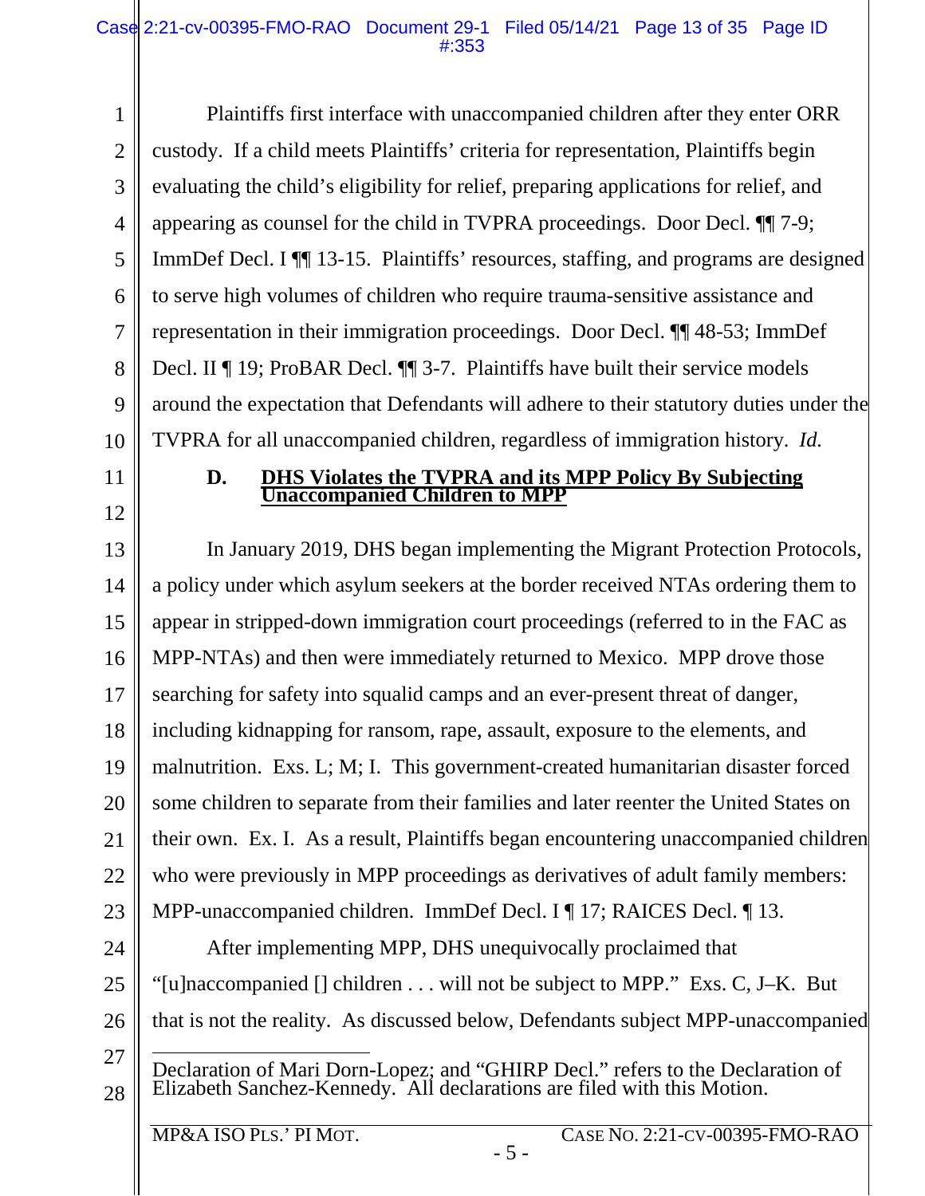Plaintiffs first interface with unaccompanied children after they enter ORR custody. If a child meets Plaintiffs' criteria for representation, Plaintiffs begin evaluating the child's eligibility for relief, preparing applications for relief, and appearing as counsel for the child in TVPRA proceedings. Door Decl. ¶¶ 7-9; ImmDef Decl. I ¶¶ 13-15. Plaintiffs' resources, staffing, and programs are designed to serve high volumes of children who require trauma-sensitive assistance and representation in their immigration proceedings. Door Decl. ¶¶ 48-53; ImmDef Decl. II ¶ 19; ProBAR Decl. ¶¶ 3-7. Plaintiffs have built their service models around the expectation that Defendants will adhere to their statutory duties under the TVPRA for all unaccompanied children, regardless of immigration history. *Id.*

### D. DHS Violates the TVPRA and its MPP Policy By Subjecting Unaccompanied Children to MPP

In January 2019, DHS began implementing the Migrant Protection Protocols, a policy under which asylum seekers at the border received NTAs ordering them to appear in stripped-down immigration court proceedings (referred to in the FAC as MPP-NTAs) and then were immediately returned to Mexico. MPP drove those searching for safety into squalid camps and an ever-present threat of danger, including kidnapping for ransom, rape, assault, exposure to the elements, and malnutrition. Exs. L; M; I. This government-created humanitarian disaster forced some children to separate from their families and later reenter the United States on their own. Ex. I. As a result, Plaintiffs began encountering unaccompanied children who were previously in MPP proceedings as derivatives of adult family members: MPP-unaccompanied children. ImmDef Decl. I ¶ 17; RAICES Decl. ¶ 13.

After implementing MPP, DHS unequivocally proclaimed that "[u]naccompanied [] children . . . will not be subject to MPP." Exs. C, J–K. But that is not the reality. As discussed below, Defendants subject MPP-unaccompanied

---

Declaration of Mari Dorn-Lopez; and "GHIRP Decl." refers to the Declaration of Elizabeth Sanchez-Kennedy. All declarations are filed with this Motion.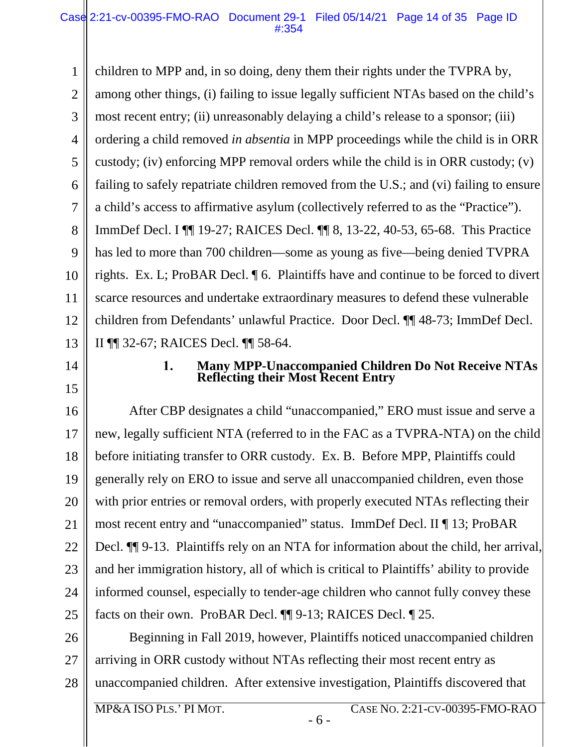children to MPP and, in so doing, deny them their rights under the TVPRA by, among other things, (i) failing to issue legally sufficient NTAs based on the child's most recent entry; (ii) unreasonably delaying a child's release to a sponsor; (iii) ordering a child removed *in absentia* in MPP proceedings while the child is in ORR custody; (iv) enforcing MPP removal orders while the child is in ORR custody; (v) failing to safely repatriate children removed from the U.S.; and (vi) failing to ensure a child's access to affirmative asylum (collectively referred to as the "Practice"). ImmDef Decl. I ¶¶ 19-27; RAICES Decl. ¶¶ 8, 13-22, 40-53, 65-68. This Practice has led to more than 700 children—some as young as five—being denied TVPRA rights. Ex. L; ProBAR Decl. ¶ 6. Plaintiffs have and continue to be forced to divert scarce resources and undertake extraordinary measures to defend these vulnerable children from Defendants' unlawful Practice. Door Decl. ¶¶ 48-73; ImmDef Decl. II ¶¶ 32-67; RAICES Decl. ¶¶ 58-64.

### 1. Many MPP-Unaccompanied Children Do Not Receive NTAs Reflecting their Most Recent Entry

After CBP designates a child "unaccompanied," ERO must issue and serve a new, legally sufficient NTA (referred to in the FAC as a TVPRA-NTA) on the child before initiating transfer to ORR custody. Ex. B. Before MPP, Plaintiffs could generally rely on ERO to issue and serve all unaccompanied children, even those with prior entries or removal orders, with properly executed NTAs reflecting their most recent entry and "unaccompanied" status. ImmDef Decl. II ¶ 13; ProBAR Decl. ¶¶ 9-13. Plaintiffs rely on an NTA for information about the child, her arrival, and her immigration history, all of which is critical to Plaintiffs' ability to provide informed counsel, especially to tender-age children who cannot fully convey these facts on their own. ProBAR Decl. ¶¶ 9-13; RAICES Decl. ¶ 25.

Beginning in Fall 2019, however, Plaintiffs noticed unaccompanied children arriving in ORR custody without NTAs reflecting their most recent entry as unaccompanied children. After extensive investigation, Plaintiffs discovered that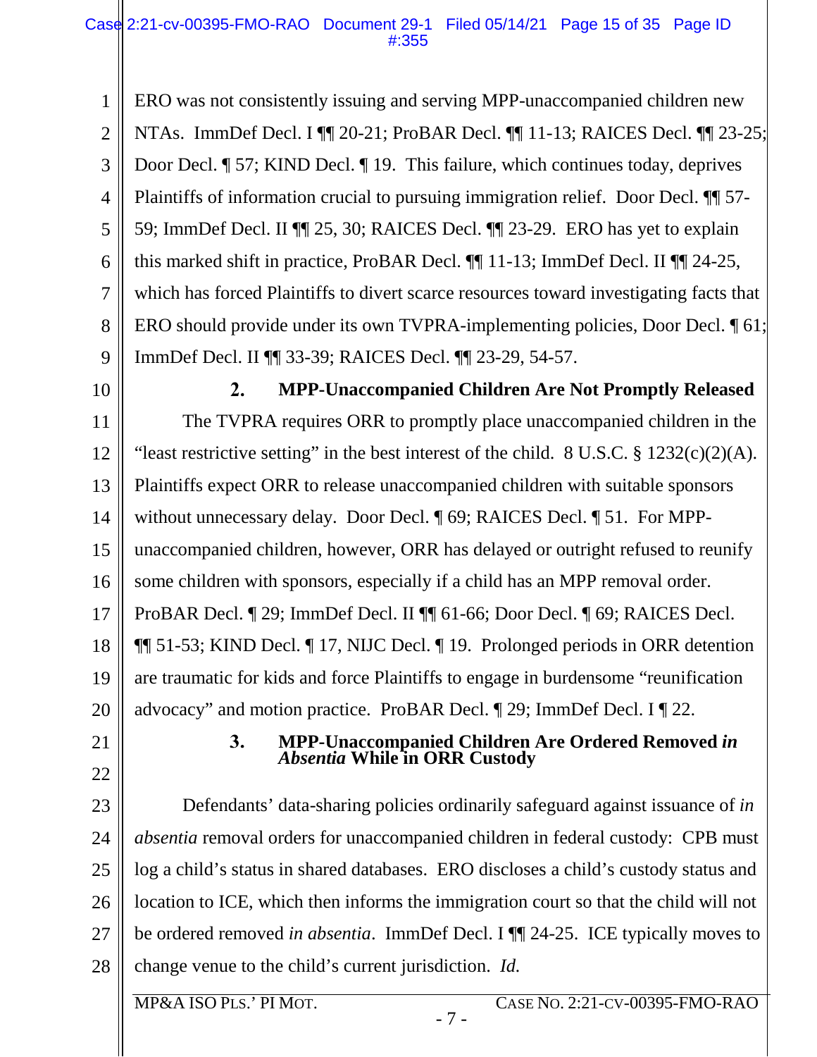ERO was not consistently issuing and serving MPP-unaccompanied children new NTAs. ImmDef Decl. I ¶¶ 20-21; ProBAR Decl. ¶¶ 11-13; RAICES Decl. ¶¶ 23-25; Door Decl. ¶ 57; KIND Decl. ¶ 19. This failure, which continues today, deprives Plaintiffs of information crucial to pursuing immigration relief. Door Decl. ¶¶ 57-59; ImmDef Decl. II ¶¶ 25, 30; RAICES Decl. ¶¶ 23-29. ERO has yet to explain this marked shift in practice, ProBAR Decl. ¶¶ 11-13; ImmDef Decl. II ¶¶ 24-25, which has forced Plaintiffs to divert scarce resources toward investigating facts that ERO should provide under its own TVPRA-implementing policies, Door Decl. ¶ 61; ImmDef Decl. II ¶¶ 33-39; RAICES Decl. ¶¶ 23-29, 54-57.

### 2. MPP-Unaccompanied Children Are Not Promptly Released

The TVPRA requires ORR to promptly place unaccompanied children in the "least restrictive setting" in the best interest of the child. 8 U.S.C. § 1232(c)(2)(A). Plaintiffs expect ORR to release unaccompanied children with suitable sponsors without unnecessary delay. Door Decl. ¶ 69; RAICES Decl. ¶ 51. For MPP-unaccompanied children, however, ORR has delayed or outright refused to reunify some children with sponsors, especially if a child has an MPP removal order. ProBAR Decl. ¶ 29; ImmDef Decl. II ¶¶ 61-66; Door Decl. ¶ 69; RAICES Decl. ¶¶ 51-53; KIND Decl. ¶ 17, NIJC Decl. ¶ 19. Prolonged periods in ORR detention are traumatic for kids and force Plaintiffs to engage in burdensome "reunification advocacy" and motion practice. ProBAR Decl. ¶ 29; ImmDef Decl. I ¶ 22.

### 3. MPP-Unaccompanied Children Are Ordered Removed *in Absentia* While in ORR Custody

Defendants' data-sharing policies ordinarily safeguard against issuance of *in absentia* removal orders for unaccompanied children in federal custody: CPB must log a child's status in shared databases. ERO discloses a child's custody status and location to ICE, which then informs the immigration court so that the child will not be ordered removed *in absentia*. ImmDef Decl. I ¶¶ 24-25. ICE typically moves to change venue to the child's current jurisdiction. *Id.*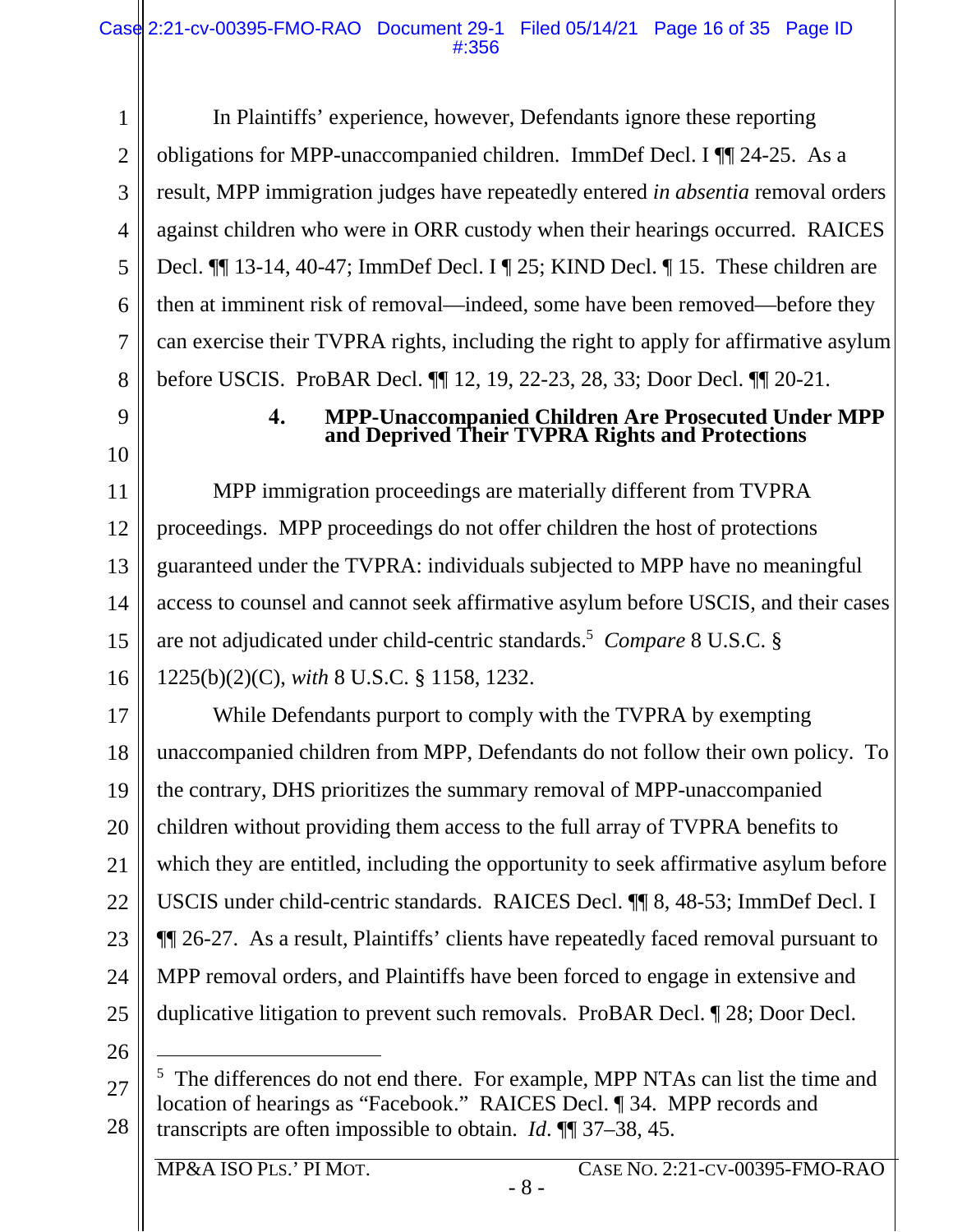In Plaintiffs' experience, however, Defendants ignore these reporting obligations for MPP-unaccompanied children. ImmDef Decl. I ¶¶ 24-25. As a result, MPP immigration judges have repeatedly entered *in absentia* removal orders against children who were in ORR custody when their hearings occurred. RAICES Decl. ¶¶ 13-14, 40-47; ImmDef Decl. I ¶ 25; KIND Decl. ¶ 15. These children are then at imminent risk of removal—indeed, some have been removed—before they can exercise their TVPRA rights, including the right to apply for affirmative asylum before USCIS. ProBAR Decl. ¶¶ 12, 19, 22-23, 28, 33; Door Decl. ¶¶ 20-21.

### 4. MPP-Unaccompanied Children Are Prosecuted Under MPP and Deprived Their TVPRA Rights and Protections

MPP immigration proceedings are materially different from TVPRA proceedings. MPP proceedings do not offer children the host of protections guaranteed under the TVPRA: individuals subjected to MPP have no meaningful access to counsel and cannot seek affirmative asylum before USCIS, and their cases are not adjudicated under child-centric standards.[5] *Compare* 8 U.S.C. § 1225(b)(2)(C), *with* 8 U.S.C. § 1158, 1232.

While Defendants purport to comply with the TVPRA by exempting unaccompanied children from MPP, Defendants do not follow their own policy. To the contrary, DHS prioritizes the summary removal of MPP-unaccompanied children without providing them access to the full array of TVPRA benefits to which they are entitled, including the opportunity to seek affirmative asylum before USCIS under child-centric standards. RAICES Decl. ¶¶ 8, 48-53; ImmDef Decl. I ¶¶ 26-27. As a result, Plaintiffs' clients have repeatedly faced removal pursuant to MPP removal orders, and Plaintiffs have been forced to engage in extensive and duplicative litigation to prevent such removals. ProBAR Decl. ¶ 28; Door Decl.

---

[5] The differences do not end there. For example, MPP NTAs can list the time and location of hearings as "Facebook." RAICES Decl. ¶ 34. MPP records and transcripts are often impossible to obtain. *Id.* ¶¶ 37–38, 45.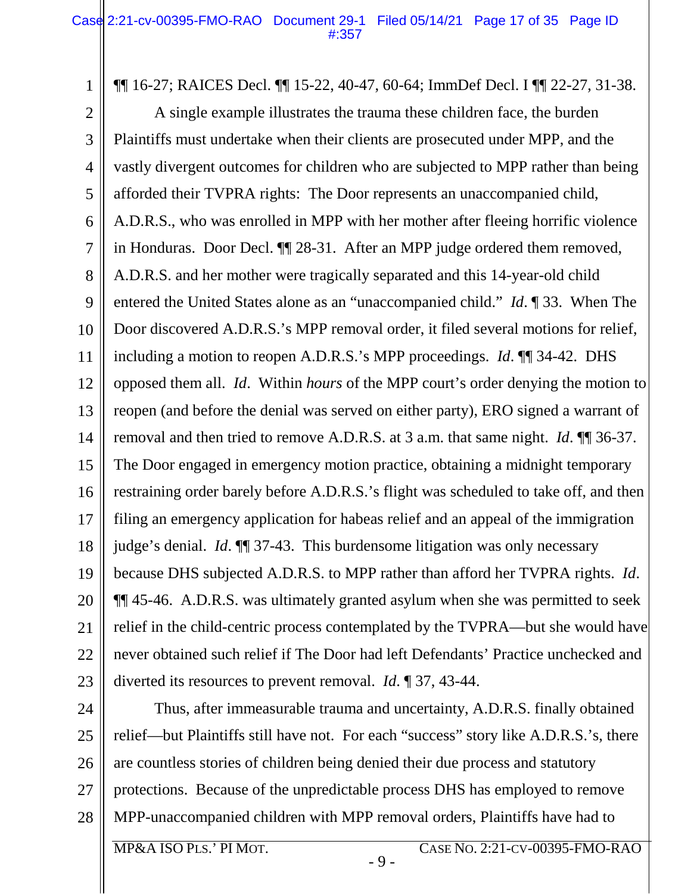¶¶ 16-27; RAICES Decl. ¶¶ 15-22, 40-47, 60-64; ImmDef Decl. I ¶¶ 22-27, 31-38.

A single example illustrates the trauma these children face, the burden Plaintiffs must undertake when their clients are prosecuted under MPP, and the vastly divergent outcomes for children who are subjected to MPP rather than being afforded their TVPRA rights: The Door represents an unaccompanied child, A.D.R.S., who was enrolled in MPP with her mother after fleeing horrific violence in Honduras. Door Decl. ¶¶ 28-31. After an MPP judge ordered them removed, A.D.R.S. and her mother were tragically separated and this 14-year-old child entered the United States alone as an "unaccompanied child." *Id.* ¶ 33. When The Door discovered A.D.R.S.'s MPP removal order, it filed several motions for relief, including a motion to reopen A.D.R.S.'s MPP proceedings. *Id.* ¶¶ 34-42. DHS opposed them all. *Id*. Within *hours* of the MPP court's order denying the motion to reopen (and before the denial was served on either party), ERO signed a warrant of removal and then tried to remove A.D.R.S. at 3 a.m. that same night. *Id*. ¶¶ 36-37. The Door engaged in emergency motion practice, obtaining a midnight temporary restraining order barely before A.D.R.S.'s flight was scheduled to take off, and then filing an emergency application for habeas relief and an appeal of the immigration judge's denial. *Id*. ¶¶ 37-43. This burdensome litigation was only necessary because DHS subjected A.D.R.S. to MPP rather than afford her TVPRA rights. *Id*. ¶¶ 45-46. A.D.R.S. was ultimately granted asylum when she was permitted to seek relief in the child-centric process contemplated by the TVPRA—but she would have never obtained such relief if The Door had left Defendants' Practice unchecked and diverted its resources to prevent removal. *Id*. ¶ 37, 43-44.

Thus, after immeasurable trauma and uncertainty, A.D.R.S. finally obtained relief—but Plaintiffs still have not. For each "success" story like A.D.R.S.'s, there are countless stories of children being denied their due process and statutory protections. Because of the unpredictable process DHS has employed to remove MPP-unaccompanied children with MPP removal orders, Plaintiffs have had to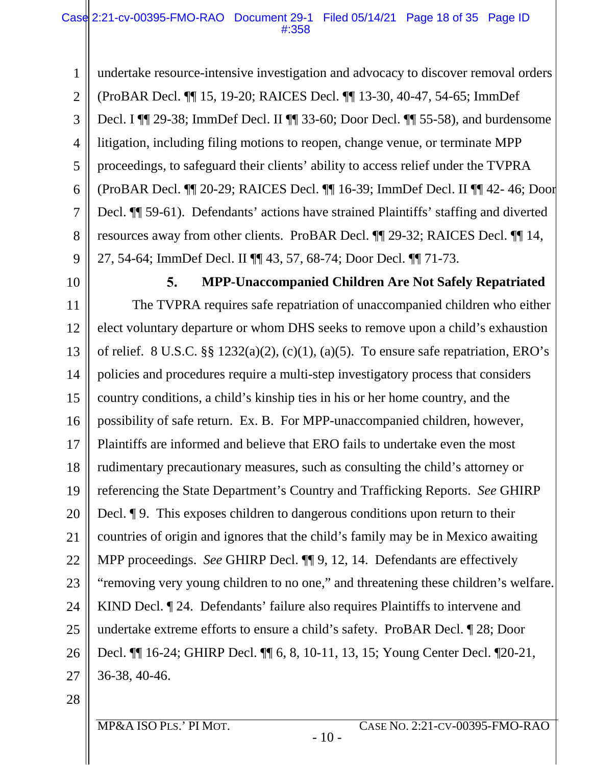undertake resource-intensive investigation and advocacy to discover removal orders (ProBAR Decl. ¶¶ 15, 19-20; RAICES Decl. ¶¶ 13-30, 40-47, 54-65; ImmDef Decl. I ¶¶ 29-38; ImmDef Decl. II ¶¶ 33-60; Door Decl. ¶¶ 55-58), and burdensome litigation, including filing motions to reopen, change venue, or terminate MPP proceedings, to safeguard their clients' ability to access relief under the TVPRA (ProBAR Decl. ¶¶ 20-29; RAICES Decl. ¶¶ 16-39; ImmDef Decl. II ¶¶ 42- 46; Door Decl. ¶¶ 59-61). Defendants' actions have strained Plaintiffs' staffing and diverted resources away from other clients. ProBAR Decl. ¶¶ 29-32; RAICES Decl. ¶¶ 14, 27, 54-64; ImmDef Decl. II ¶¶ 43, 57, 68-74; Door Decl. ¶¶ 71-73.

#### 5. MPP-Unaccompanied Children Are Not Safely Repatriated

The TVPRA requires safe repatriation of unaccompanied children who either elect voluntary departure or whom DHS seeks to remove upon a child's exhaustion of relief. 8 U.S.C. §§ 1232(a)(2), (c)(1), (a)(5). To ensure safe repatriation, ERO's policies and procedures require a multi-step investigatory process that considers country conditions, a child's kinship ties in his or her home country, and the possibility of safe return. Ex. B. For MPP-unaccompanied children, however, Plaintiffs are informed and believe that ERO fails to undertake even the most rudimentary precautionary measures, such as consulting the child's attorney or referencing the State Department's Country and Trafficking Reports. *See* GHIRP Decl. ¶ 9. This exposes children to dangerous conditions upon return to their countries of origin and ignores that the child's family may be in Mexico awaiting MPP proceedings. *See* GHIRP Decl. ¶¶ 9, 12, 14. Defendants are effectively "removing very young children to no one," and threatening these children's welfare. KIND Decl. ¶ 24. Defendants' failure also requires Plaintiffs to intervene and undertake extreme efforts to ensure a child's safety. ProBAR Decl. ¶ 28; Door Decl. ¶¶ 16-24; GHIRP Decl. ¶¶ 6, 8, 10-11, 13, 15; Young Center Decl. ¶20-21, 36-38, 40-46.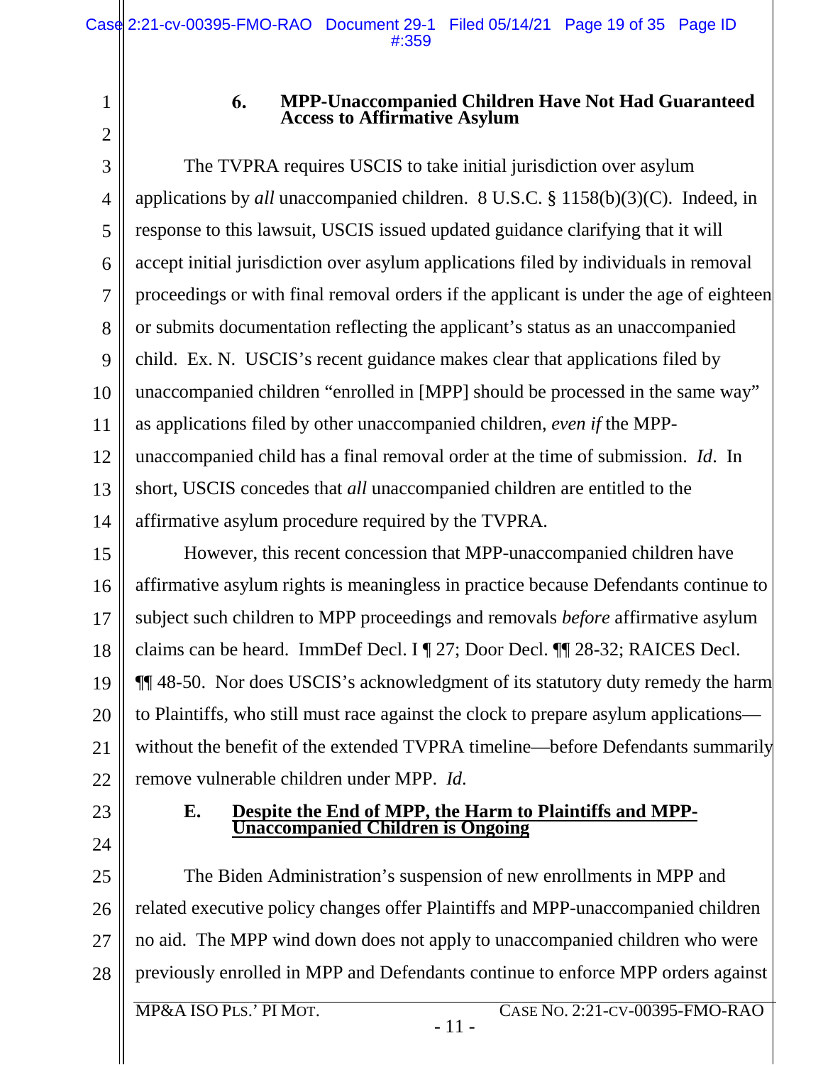### 6. MPP-Unaccompanied Children Have Not Had Guaranteed Access to Affirmative Asylum

The TVPRA requires USCIS to take initial jurisdiction over asylum applications by *all* unaccompanied children. 8 U.S.C. § 1158(b)(3)(C). Indeed, in response to this lawsuit, USCIS issued updated guidance clarifying that it will accept initial jurisdiction over asylum applications filed by individuals in removal proceedings or with final removal orders if the applicant is under the age of eighteen or submits documentation reflecting the applicant's status as an unaccompanied child. Ex. N. USCIS's recent guidance makes clear that applications filed by unaccompanied children "enrolled in [MPP] should be processed in the same way" as applications filed by other unaccompanied children, *even if* the MPP-unaccompanied child has a final removal order at the time of submission. *Id*. In short, USCIS concedes that *all* unaccompanied children are entitled to the affirmative asylum procedure required by the TVPRA.

However, this recent concession that MPP-unaccompanied children have affirmative asylum rights is meaningless in practice because Defendants continue to subject such children to MPP proceedings and removals *before* affirmative asylum claims can be heard. ImmDef Decl. I ¶ 27; Door Decl. ¶¶ 28-32; RAICES Decl. ¶¶ 48-50. Nor does USCIS's acknowledgment of its statutory duty remedy the harm to Plaintiffs, who still must race against the clock to prepare asylum applications—without the benefit of the extended TVPRA timeline—before Defendants summarily remove vulnerable children under MPP. *Id.*

## E. Despite the End of MPP, the Harm to Plaintiffs and MPP-Unaccompanied Children is Ongoing

The Biden Administration's suspension of new enrollments in MPP and related executive policy changes offer Plaintiffs and MPP-unaccompanied children no aid. The MPP wind down does not apply to unaccompanied children who were previously enrolled in MPP and Defendants continue to enforce MPP orders against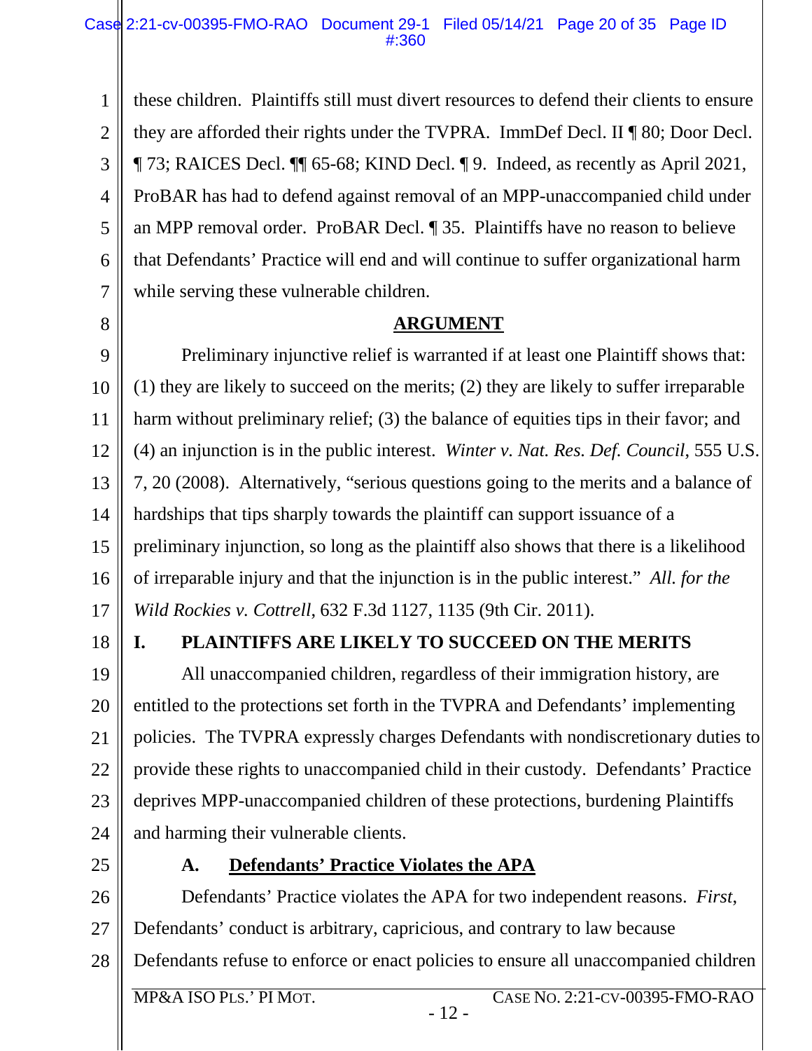these children. Plaintiffs still must divert resources to defend their clients to ensure they are afforded their rights under the TVPRA. ImmDef Decl. II ¶ 80; Door Decl. ¶ 73; RAICES Decl. ¶¶ 65-68; KIND Decl. ¶ 9. Indeed, as recently as April 2021, ProBAR has had to defend against removal of an MPP-unaccompanied child under an MPP removal order. ProBAR Decl. ¶ 35. Plaintiffs have no reason to believe that Defendants' Practice will end and will continue to suffer organizational harm while serving these vulnerable children.

## ARGUMENT

Preliminary injunctive relief is warranted if at least one Plaintiff shows that: (1) they are likely to succeed on the merits; (2) they are likely to suffer irreparable harm without preliminary relief; (3) the balance of equities tips in their favor; and (4) an injunction is in the public interest. *Winter v. Nat. Res. Def. Council*, 555 U.S. 7, 20 (2008). Alternatively, "serious questions going to the merits and a balance of hardships that tips sharply towards the plaintiff can support issuance of a preliminary injunction, so long as the plaintiff also shows that there is a likelihood of irreparable injury and that the injunction is in the public interest." *All. for the Wild Rockies v. Cottrell*, 632 F.3d 1127, 1135 (9th Cir. 2011).

## I. PLAINTIFFS ARE LIKELY TO SUCCEED ON THE MERITS

All unaccompanied children, regardless of their immigration history, are entitled to the protections set forth in the TVPRA and Defendants' implementing policies. The TVPRA expressly charges Defendants with nondiscretionary duties to provide these rights to unaccompanied child in their custody. Defendants' Practice deprives MPP-unaccompanied children of these protections, burdening Plaintiffs and harming their vulnerable clients.

### A. Defendants' Practice Violates the APA

Defendants' Practice violates the APA for two independent reasons. *First*, Defendants' conduct is arbitrary, capricious, and contrary to law because Defendants refuse to enforce or enact policies to ensure all unaccompanied children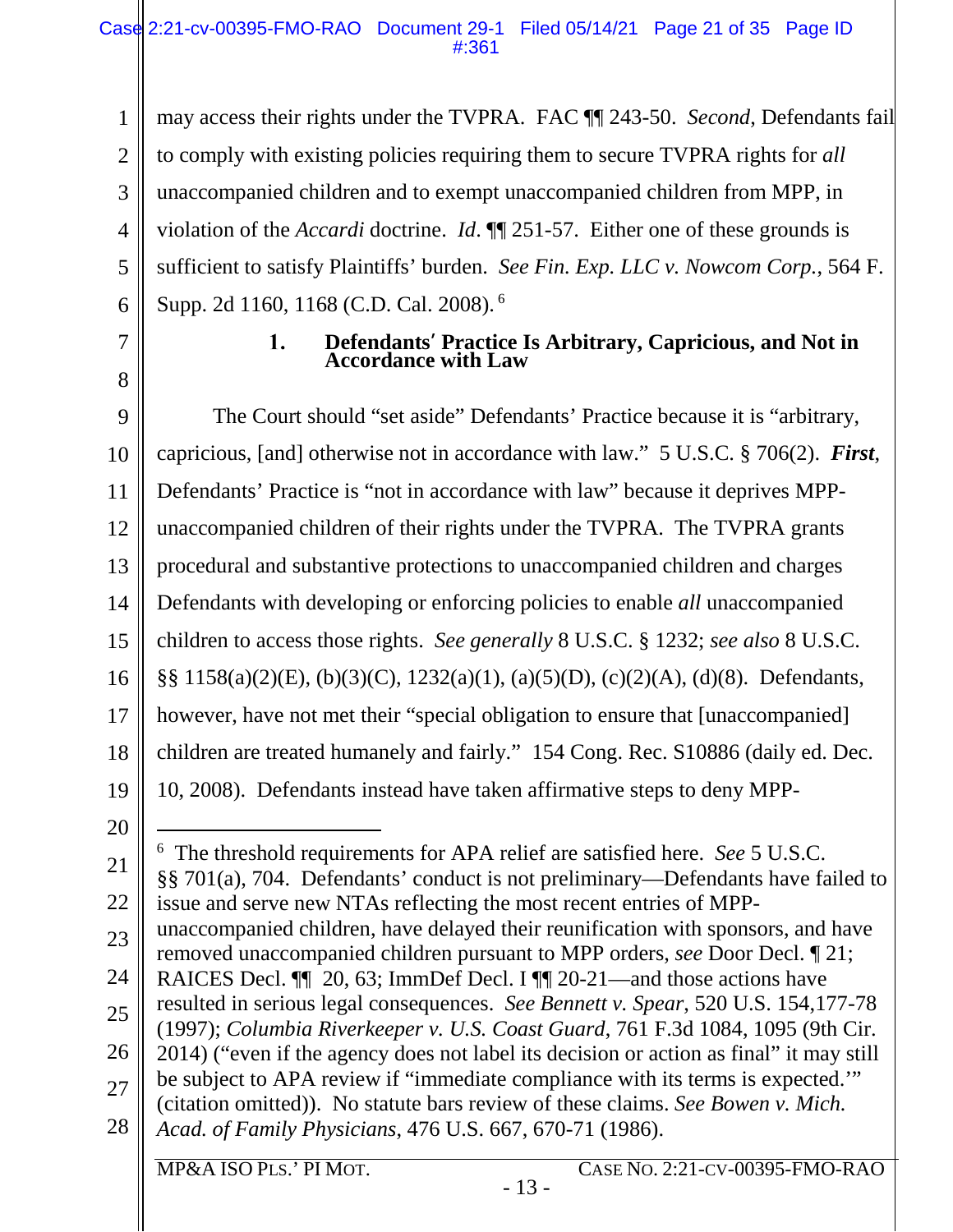may access their rights under the TVPRA. FAC ¶¶ 243-50. *Second*, Defendants fail to comply with existing policies requiring them to secure TVPRA rights for *all* unaccompanied children and to exempt unaccompanied children from MPP, in violation of the *Accardi* doctrine. *Id*. ¶¶ 251-57. Either one of these grounds is sufficient to satisfy Plaintiffs' burden. *See Fin. Exp. LLC v. Nowcom Corp.*, 564 F. Supp. 2d 1160, 1168 (C.D. Cal. 2008).[6]

### 1. Defendants' Practice Is Arbitrary, Capricious, and Not in Accordance with Law

The Court should "set aside" Defendants' Practice because it is "arbitrary, capricious, [and] otherwise not in accordance with law." 5 U.S.C. § 706(2). ***First***, Defendants' Practice is "not in accordance with law" because it deprives MPP-unaccompanied children of their rights under the TVPRA. The TVPRA grants procedural and substantive protections to unaccompanied children and charges Defendants with developing or enforcing policies to enable *all* unaccompanied children to access those rights. *See generally* 8 U.S.C. § 1232; *see also* 8 U.S.C. §§ 1158(a)(2)(E), (b)(3)(C), 1232(a)(1), (a)(5)(D), (c)(2)(A), (d)(8). Defendants, however, have not met their "special obligation to ensure that [unaccompanied] children are treated humanely and fairly." 154 Cong. Rec. S10886 (daily ed. Dec. 10, 2008). Defendants instead have taken affirmative steps to deny MPP-

---

[6] The threshold requirements for APA relief are satisfied here. *See* 5 U.S.C. §§ 701(a), 704. Defendants' conduct is not preliminary—Defendants have failed to issue and serve new NTAs reflecting the most recent entries of MPP-unaccompanied children, have delayed their reunification with sponsors, and have removed unaccompanied children pursuant to MPP orders, *see* Door Decl. ¶ 21; RAICES Decl. ¶¶ 20, 63; ImmDef Decl. I ¶¶ 20-21—and those actions have resulted in serious legal consequences. *See Bennett v. Spear*, 520 U.S. 154,177-78 (1997); *Columbia Riverkeeper v. U.S. Coast Guard*, 761 F.3d 1084, 1095 (9th Cir. 2014) ("even if the agency does not label its decision or action as final" it may still be subject to APA review if "immediate compliance with its terms is expected.'" (citation omitted)). No statute bars review of these claims. *See Bowen v. Mich. Acad. of Family Physicians*, 476 U.S. 667, 670-71 (1986).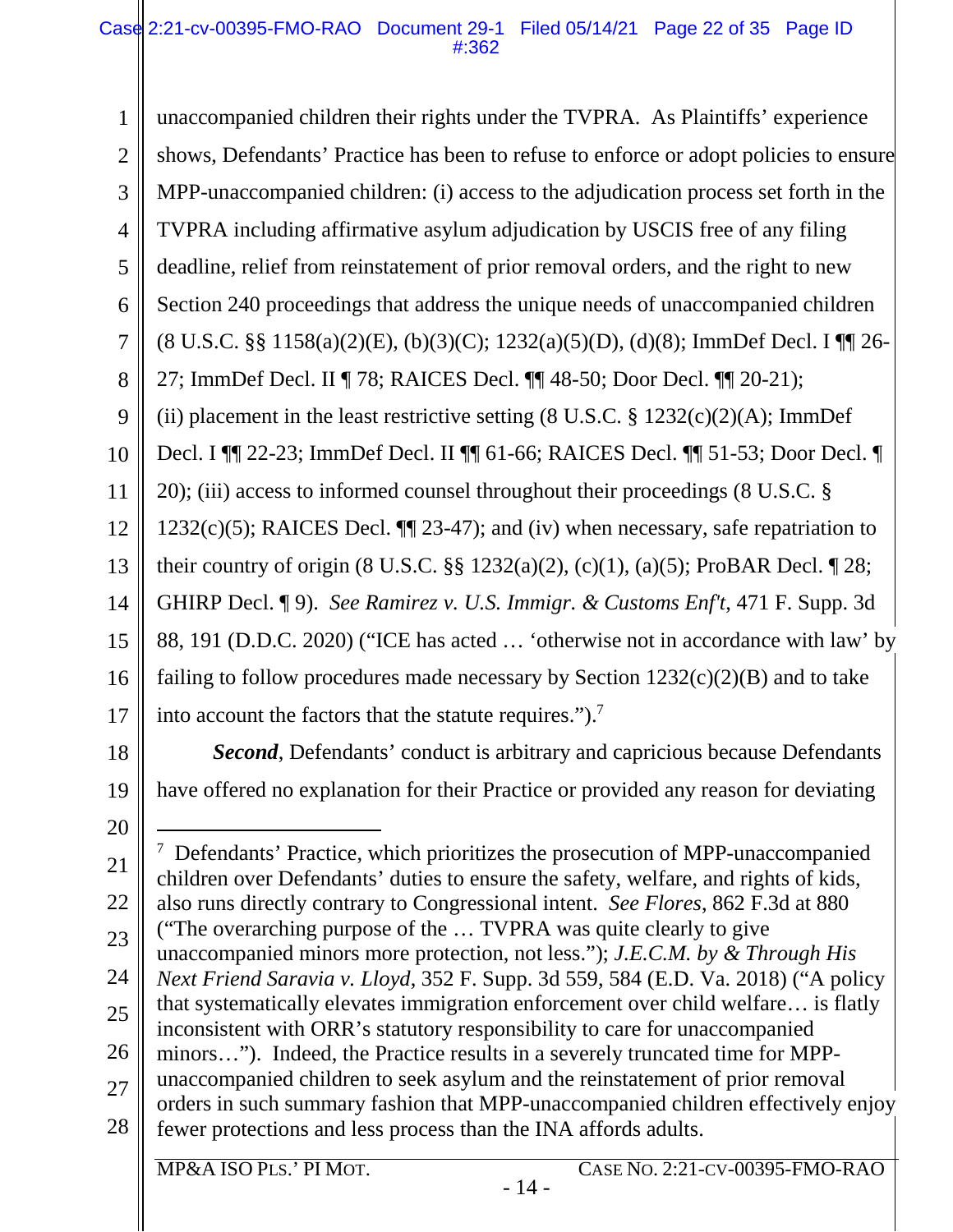unaccompanied children their rights under the TVPRA. As Plaintiffs' experience shows, Defendants' Practice has been to refuse to enforce or adopt policies to ensure MPP-unaccompanied children: (i) access to the adjudication process set forth in the TVPRA including affirmative asylum adjudication by USCIS free of any filing deadline, relief from reinstatement of prior removal orders, and the right to new Section 240 proceedings that address the unique needs of unaccompanied children (8 U.S.C. §§ 1158(a)(2)(E), (b)(3)(C); 1232(a)(5)(D), (d)(8); ImmDef Decl. I ¶¶ 26-27; ImmDef Decl. II ¶ 78; RAICES Decl. ¶¶ 48-50; Door Decl. ¶¶ 20-21); (ii) placement in the least restrictive setting (8 U.S.C. § 1232(c)(2)(A); ImmDef Decl. I ¶¶ 22-23; ImmDef Decl. II ¶¶ 61-66; RAICES Decl. ¶¶ 51-53; Door Decl. ¶ 20); (iii) access to informed counsel throughout their proceedings (8 U.S.C. § 1232(c)(5); RAICES Decl. ¶¶ 23-47); and (iv) when necessary, safe repatriation to their country of origin (8 U.S.C. §§ 1232(a)(2), (c)(1), (a)(5); ProBAR Decl. ¶ 28; GHIRP Decl. ¶ 9). *See Ramirez v. U.S. Immigr. & Customs Enf't*, 471 F. Supp. 3d 88, 191 (D.D.C. 2020) ("ICE has acted … 'otherwise not in accordance with law' by failing to follow procedures made necessary by Section 1232(c)(2)(B) and to take into account the factors that the statute requires.").[7]

***Second***, Defendants' conduct is arbitrary and capricious because Defendants have offered no explanation for their Practice or provided any reason for deviating

---

[7] Defendants' Practice, which prioritizes the prosecution of MPP-unaccompanied children over Defendants' duties to ensure the safety, welfare, and rights of kids, also runs directly contrary to Congressional intent. *See Flores*, 862 F.3d at 880 ("The overarching purpose of the … TVPRA was quite clearly to give unaccompanied minors more protection, not less."); *J.E.C.M. by & Through His Next Friend Saravia v. Lloyd*, 352 F. Supp. 3d 559, 584 (E.D. Va. 2018) ("A policy that systematically elevates immigration enforcement over child welfare… is flatly inconsistent with ORR's statutory responsibility to care for unaccompanied minors…"). Indeed, the Practice results in a severely truncated time for MPP-unaccompanied children to seek asylum and the reinstatement of prior removal orders in such summary fashion that MPP-unaccompanied children effectively enjoy fewer protections and less process than the INA affords adults.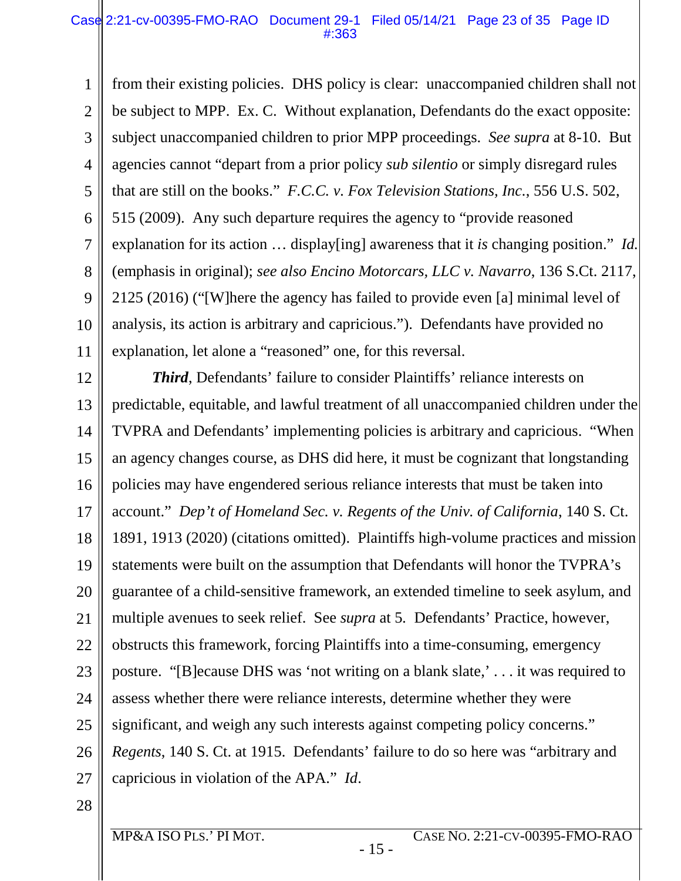from their existing policies. DHS policy is clear: unaccompanied children shall not be subject to MPP. Ex. C. Without explanation, Defendants do the exact opposite: subject unaccompanied children to prior MPP proceedings. *See supra* at 8-10. But agencies cannot "depart from a prior policy *sub silentio* or simply disregard rules that are still on the books." *F.C.C. v. Fox Television Stations, Inc.*, 556 U.S. 502, 515 (2009). Any such departure requires the agency to "provide reasoned explanation for its action … display[ing] awareness that it *is* changing position." *Id.* (emphasis in original); *see also Encino Motorcars, LLC v. Navarro*, 136 S.Ct. 2117, 2125 (2016) ("[W]here the agency has failed to provide even [a] minimal level of analysis, its action is arbitrary and capricious."). Defendants have provided no explanation, let alone a "reasoned" one, for this reversal.

***Third***, Defendants' failure to consider Plaintiffs' reliance interests on predictable, equitable, and lawful treatment of all unaccompanied children under the TVPRA and Defendants' implementing policies is arbitrary and capricious. "When an agency changes course, as DHS did here, it must be cognizant that longstanding policies may have engendered serious reliance interests that must be taken into account." *Dep't of Homeland Sec. v. Regents of the Univ. of California*, 140 S. Ct. 1891, 1913 (2020) (citations omitted). Plaintiffs high-volume practices and mission statements were built on the assumption that Defendants will honor the TVPRA's guarantee of a child-sensitive framework, an extended timeline to seek asylum, and multiple avenues to seek relief. See *supra* at 5. Defendants' Practice, however, obstructs this framework, forcing Plaintiffs into a time-consuming, emergency posture. "[B]ecause DHS was 'not writing on a blank slate,' . . . it was required to assess whether there were reliance interests, determine whether they were significant, and weigh any such interests against competing policy concerns." *Regents*, 140 S. Ct. at 1915. Defendants' failure to do so here was "arbitrary and capricious in violation of the APA." *Id*.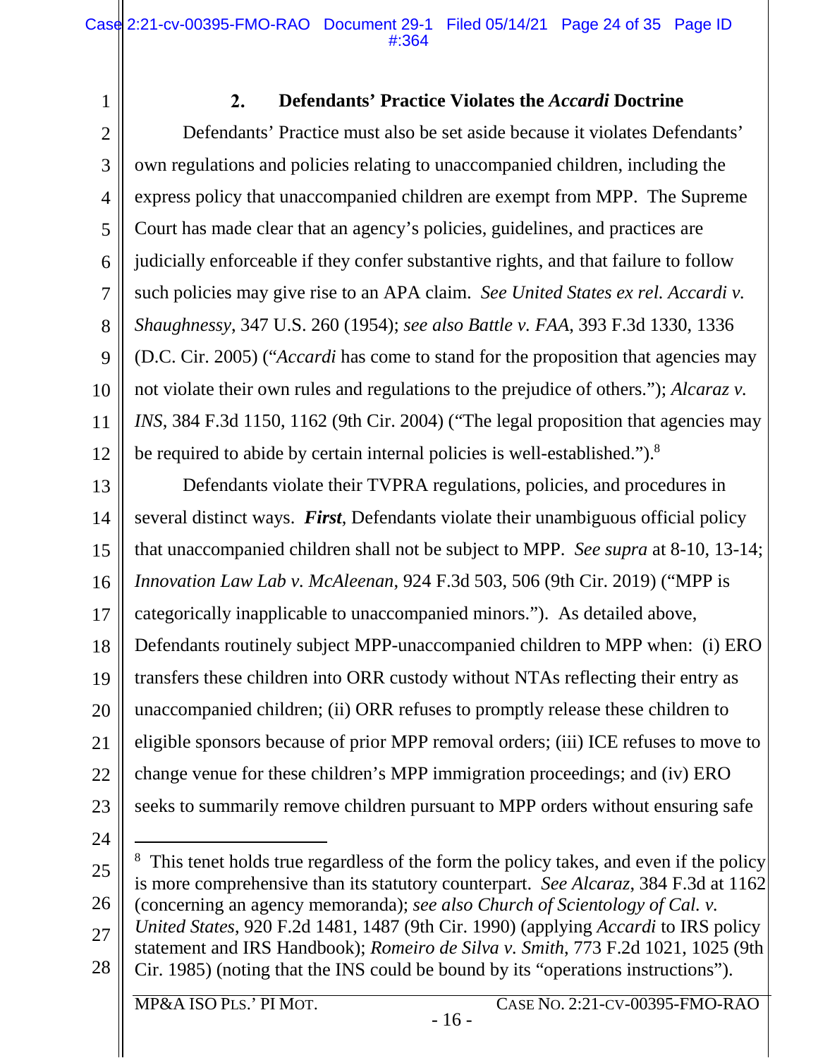### 2. Defendants' Practice Violates the *Accardi* Doctrine

Defendants' Practice must also be set aside because it violates Defendants' own regulations and policies relating to unaccompanied children, including the express policy that unaccompanied children are exempt from MPP. The Supreme Court has made clear that an agency's policies, guidelines, and practices are judicially enforceable if they confer substantive rights, and that failure to follow such policies may give rise to an APA claim. *See United States ex rel. Accardi v. Shaughnessy*, 347 U.S. 260 (1954); *see also Battle v. FAA*, 393 F.3d 1330, 1336 (D.C. Cir. 2005) ("*Accardi* has come to stand for the proposition that agencies may not violate their own rules and regulations to the prejudice of others."); *Alcaraz v. INS*, 384 F.3d 1150, 1162 (9th Cir. 2004) ("The legal proposition that agencies may be required to abide by certain internal policies is well-established.").[8]

Defendants violate their TVPRA regulations, policies, and procedures in several distinct ways. ***First***, Defendants violate their unambiguous official policy that unaccompanied children shall not be subject to MPP. *See supra* at 8-10, 13-14; *Innovation Law Lab v. McAleenan*, 924 F.3d 503, 506 (9th Cir. 2019) ("MPP is categorically inapplicable to unaccompanied minors."). As detailed above, Defendants routinely subject MPP-unaccompanied children to MPP when: (i) ERO transfers these children into ORR custody without NTAs reflecting their entry as unaccompanied children; (ii) ORR refuses to promptly release these children to eligible sponsors because of prior MPP removal orders; (iii) ICE refuses to move to change venue for these children's MPP immigration proceedings; and (iv) ERO seeks to summarily remove children pursuant to MPP orders without ensuring safe

---

[8] This tenet holds true regardless of the form the policy takes, and even if the policy is more comprehensive than its statutory counterpart. *See Alcaraz*, 384 F.3d at 1162 (concerning an agency memoranda); *see also Church of Scientology of Cal. v. United States*, 920 F.2d 1481, 1487 (9th Cir. 1990) (applying *Accardi* to IRS policy statement and IRS Handbook); *Romeiro de Silva v. Smith*, 773 F.2d 1021, 1025 (9th Cir. 1985) (noting that the INS could be bound by its "operations instructions").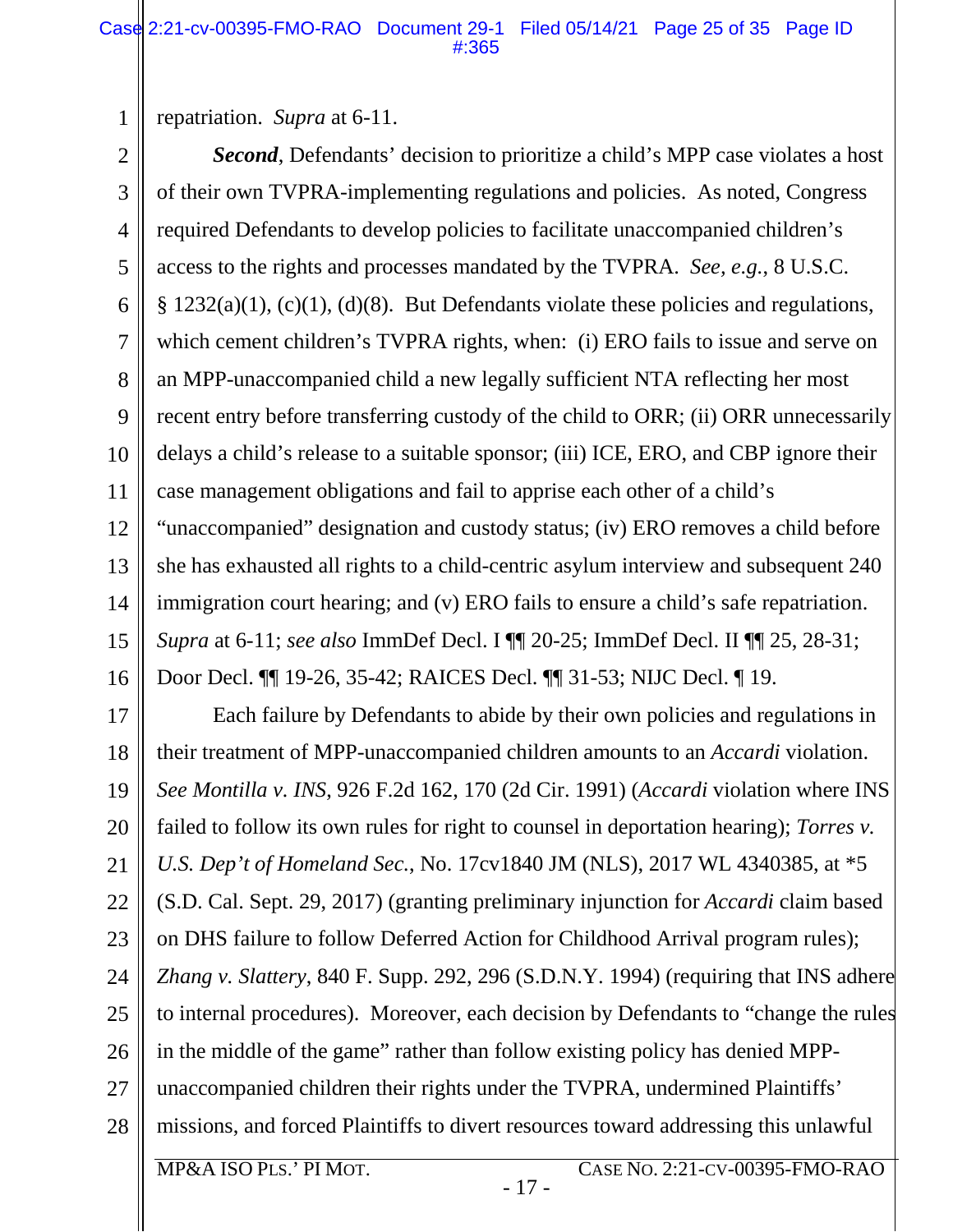repatriation. *Supra* at 6-11.

***Second***, Defendants' decision to prioritize a child's MPP case violates a host of their own TVPRA-implementing regulations and policies. As noted, Congress required Defendants to develop policies to facilitate unaccompanied children's access to the rights and processes mandated by the TVPRA. *See, e.g.*, 8 U.S.C. § 1232(a)(1), (c)(1), (d)(8). But Defendants violate these policies and regulations, which cement children's TVPRA rights, when: (i) ERO fails to issue and serve on an MPP-unaccompanied child a new legally sufficient NTA reflecting her most recent entry before transferring custody of the child to ORR; (ii) ORR unnecessarily delays a child's release to a suitable sponsor; (iii) ICE, ERO, and CBP ignore their case management obligations and fail to apprise each other of a child's "unaccompanied" designation and custody status; (iv) ERO removes a child before she has exhausted all rights to a child-centric asylum interview and subsequent 240 immigration court hearing; and (v) ERO fails to ensure a child's safe repatriation. *Supra* at 6-11; *see also* ImmDef Decl. I ¶¶ 20-25; ImmDef Decl. II ¶¶ 25, 28-31; Door Decl. ¶¶ 19-26, 35-42; RAICES Decl. ¶¶ 31-53; NIJC Decl. ¶ 19.

Each failure by Defendants to abide by their own policies and regulations in their treatment of MPP-unaccompanied children amounts to an *Accardi* violation. *See Montilla v. INS*, 926 F.2d 162, 170 (2d Cir. 1991) (*Accardi* violation where INS failed to follow its own rules for right to counsel in deportation hearing); *Torres v. U.S. Dep't of Homeland Sec.*, No. 17cv1840 JM (NLS), 2017 WL 4340385, at *5 (S.D. Cal. Sept. 29, 2017) (granting preliminary injunction for *Accardi* claim based on DHS failure to follow Deferred Action for Childhood Arrival program rules); *Zhang v. Slattery*, 840 F. Supp. 292, 296 (S.D.N.Y. 1994) (requiring that INS adhere to internal procedures). Moreover, each decision by Defendants to "change the rules in the middle of the game" rather than follow existing policy has denied MPP-unaccompanied children their rights under the TVPRA, undermined Plaintiffs' missions, and forced Plaintiffs to divert resources toward addressing this unlawful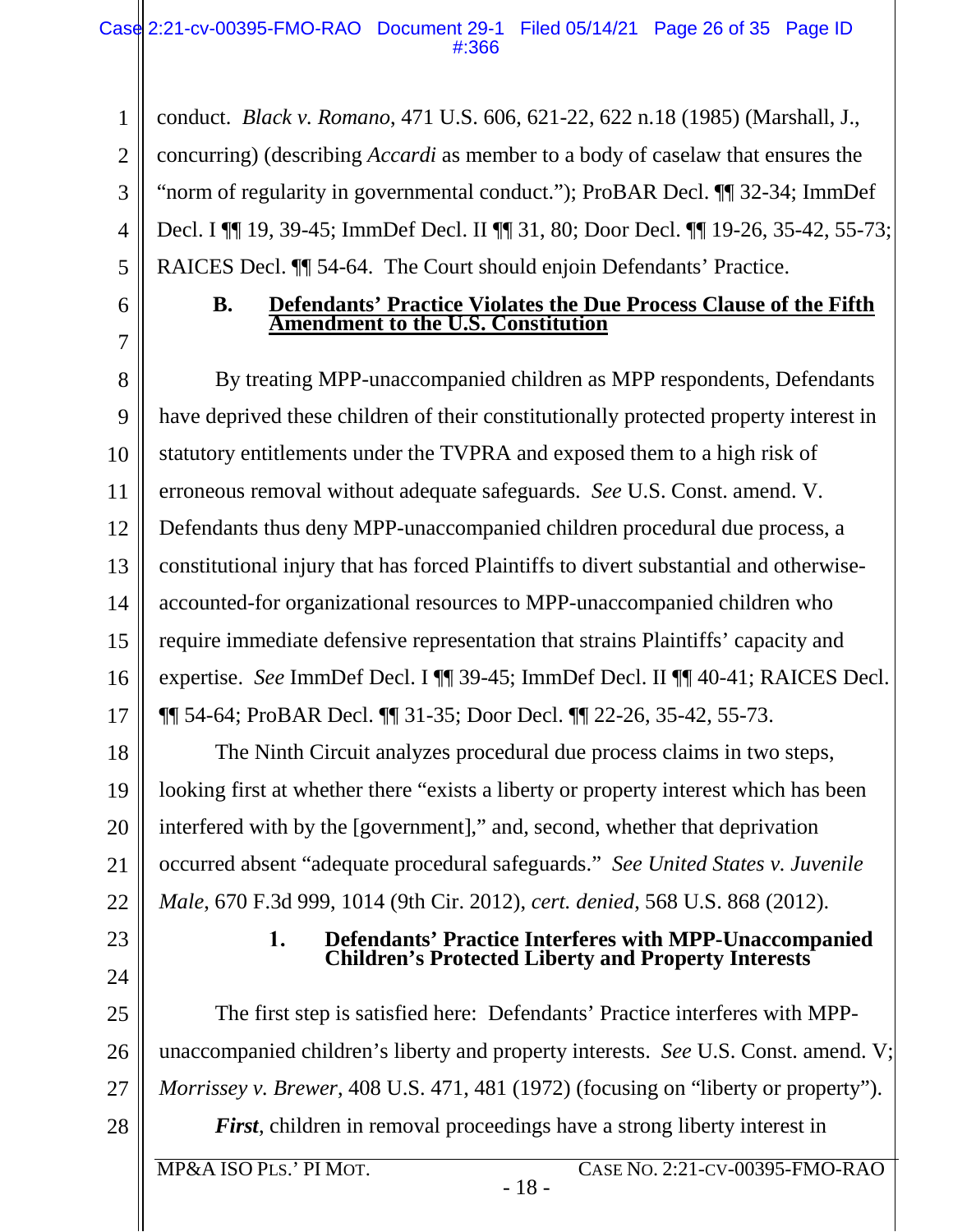conduct. *Black v. Romano*, 471 U.S. 606, 621-22, 622 n.18 (1985) (Marshall, J., concurring) (describing *Accardi* as member to a body of caselaw that ensures the "norm of regularity in governmental conduct."); ProBAR Decl. ¶¶ 32-34; ImmDef Decl. I ¶¶ 19, 39-45; ImmDef Decl. II ¶¶ 31, 80; Door Decl. ¶¶ 19-26, 35-42, 55-73; RAICES Decl. ¶¶ 54-64. The Court should enjoin Defendants' Practice.

### B. Defendants' Practice Violates the Due Process Clause of the Fifth Amendment to the U.S. Constitution

By treating MPP-unaccompanied children as MPP respondents, Defendants have deprived these children of their constitutionally protected property interest in statutory entitlements under the TVPRA and exposed them to a high risk of erroneous removal without adequate safeguards. *See* U.S. Const. amend. V. Defendants thus deny MPP-unaccompanied children procedural due process, a constitutional injury that has forced Plaintiffs to divert substantial and otherwise-accounted-for organizational resources to MPP-unaccompanied children who require immediate defensive representation that strains Plaintiffs' capacity and expertise. *See* ImmDef Decl. I ¶¶ 39-45; ImmDef Decl. II ¶¶ 40-41; RAICES Decl. ¶¶ 54-64; ProBAR Decl. ¶¶ 31-35; Door Decl. ¶¶ 22-26, 35-42, 55-73.

The Ninth Circuit analyzes procedural due process claims in two steps, looking first at whether there "exists a liberty or property interest which has been interfered with by the [government]," and, second, whether that deprivation occurred absent "adequate procedural safeguards." *See United States v. Juvenile Male*, 670 F.3d 999, 1014 (9th Cir. 2012), *cert. denied*, 568 U.S. 868 (2012).

#### 1. Defendants' Practice Interferes with MPP-Unaccompanied Children's Protected Liberty and Property Interests

The first step is satisfied here: Defendants' Practice interferes with MPP-unaccompanied children's liberty and property interests. *See* U.S. Const. amend. V; *Morrissey v. Brewer*, 408 U.S. 471, 481 (1972) (focusing on "liberty or property").

***First***, children in removal proceedings have a strong liberty interest in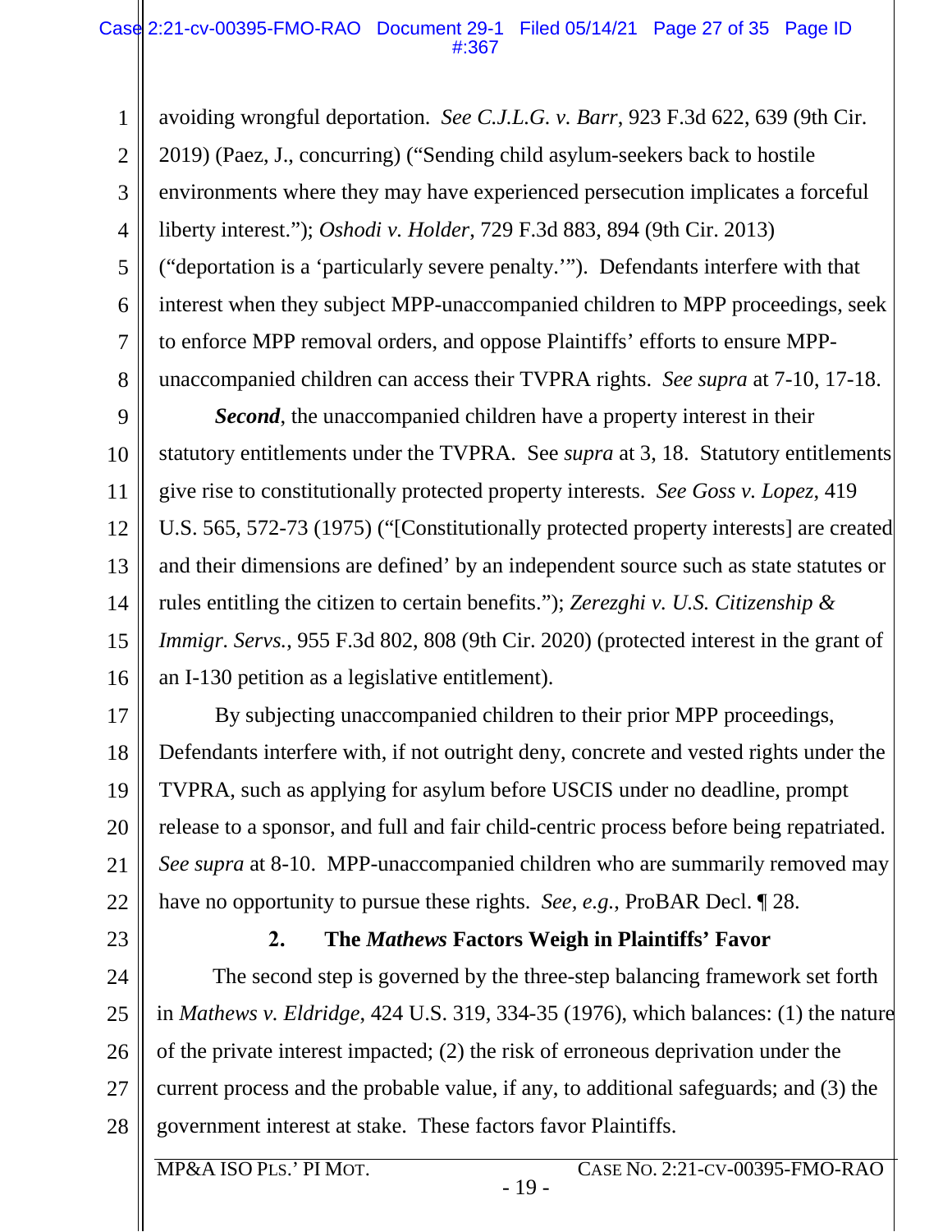avoiding wrongful deportation. *See C.J.L.G. v. Barr*, 923 F.3d 622, 639 (9th Cir. 2019) (Paez, J., concurring) ("Sending child asylum-seekers back to hostile environments where they may have experienced persecution implicates a forceful liberty interest."); *Oshodi v. Holder*, 729 F.3d 883, 894 (9th Cir. 2013) ("deportation is a 'particularly severe penalty.'"). Defendants interfere with that interest when they subject MPP-unaccompanied children to MPP proceedings, seek to enforce MPP removal orders, and oppose Plaintiffs' efforts to ensure MPP-unaccompanied children can access their TVPRA rights. *See supra* at 7-10, 17-18.

***Second***, the unaccompanied children have a property interest in their statutory entitlements under the TVPRA. See *supra* at 3, 18. Statutory entitlements give rise to constitutionally protected property interests. *See Goss v. Lopez*, 419 U.S. 565, 572-73 (1975) ("[Constitutionally protected property interests] are created and their dimensions are defined' by an independent source such as state statutes or rules entitling the citizen to certain benefits."); *Zerezghi v. U.S. Citizenship & Immigr. Servs.*, 955 F.3d 802, 808 (9th Cir. 2020) (protected interest in the grant of an I-130 petition as a legislative entitlement).

By subjecting unaccompanied children to their prior MPP proceedings, Defendants interfere with, if not outright deny, concrete and vested rights under the TVPRA, such as applying for asylum before USCIS under no deadline, prompt release to a sponsor, and full and fair child-centric process before being repatriated. *See supra* at 8-10. MPP-unaccompanied children who are summarily removed may have no opportunity to pursue these rights. *See, e.g.*, ProBAR Decl. ¶ 28.

### 2. The *Mathews* Factors Weigh in Plaintiffs' Favor

The second step is governed by the three-step balancing framework set forth in *Mathews v. Eldridge*, 424 U.S. 319, 334-35 (1976), which balances: (1) the nature of the private interest impacted; (2) the risk of erroneous deprivation under the current process and the probable value, if any, to additional safeguards; and (3) the government interest at stake. These factors favor Plaintiffs.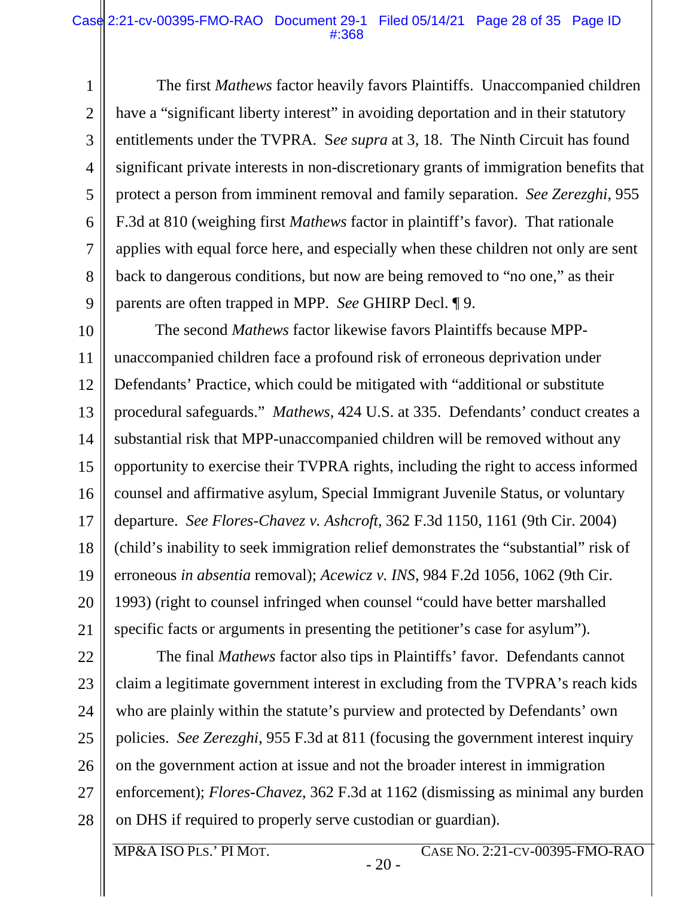The first *Mathews* factor heavily favors Plaintiffs. Unaccompanied children have a "significant liberty interest" in avoiding deportation and in their statutory entitlements under the TVPRA. S*ee supra* at 3, 18. The Ninth Circuit has found significant private interests in non-discretionary grants of immigration benefits that protect a person from imminent removal and family separation. *See Zerezghi*, 955 F.3d at 810 (weighing first *Mathews* factor in plaintiff's favor). That rationale applies with equal force here, and especially when these children not only are sent back to dangerous conditions, but now are being removed to "no one," as their parents are often trapped in MPP. *See* GHIRP Decl. ¶ 9.

The second *Mathews* factor likewise favors Plaintiffs because MPP-unaccompanied children face a profound risk of erroneous deprivation under Defendants' Practice, which could be mitigated with "additional or substitute procedural safeguards." *Mathews*, 424 U.S. at 335. Defendants' conduct creates a substantial risk that MPP-unaccompanied children will be removed without any opportunity to exercise their TVPRA rights, including the right to access informed counsel and affirmative asylum, Special Immigrant Juvenile Status, or voluntary departure. *See Flores-Chavez v. Ashcroft*, 362 F.3d 1150, 1161 (9th Cir. 2004) (child's inability to seek immigration relief demonstrates the "substantial" risk of erroneous *in absentia* removal); *Acewicz v. INS*, 984 F.2d 1056, 1062 (9th Cir. 1993) (right to counsel infringed when counsel "could have better marshalled specific facts or arguments in presenting the petitioner's case for asylum").

The final *Mathews* factor also tips in Plaintiffs' favor. Defendants cannot claim a legitimate government interest in excluding from the TVPRA's reach kids who are plainly within the statute's purview and protected by Defendants' own policies. *See Zerezghi*, 955 F.3d at 811 (focusing the government interest inquiry on the government action at issue and not the broader interest in immigration enforcement); *Flores-Chavez*, 362 F.3d at 1162 (dismissing as minimal any burden on DHS if required to properly serve custodian or guardian).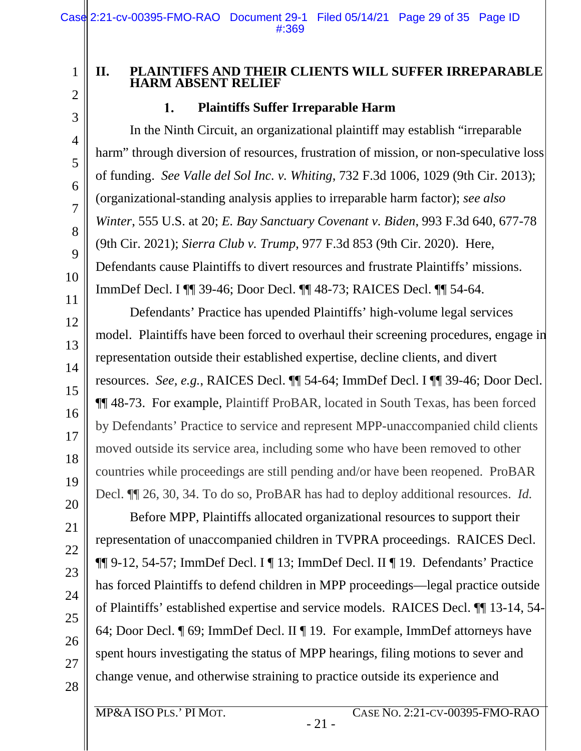## II. PLAINTIFFS AND THEIR CLIENTS WILL SUFFER IRREPARABLE HARM ABSENT RELIEF

### 1. Plaintiffs Suffer Irreparable Harm

In the Ninth Circuit, an organizational plaintiff may establish "irreparable harm" through diversion of resources, frustration of mission, or non-speculative loss of funding. *See Valle del Sol Inc. v. Whiting*, 732 F.3d 1006, 1029 (9th Cir. 2013); (organizational-standing analysis applies to irreparable harm factor); *see also Winter*, 555 U.S. at 20; *E. Bay Sanctuary Covenant v. Biden*, 993 F.3d 640, 677-78 (9th Cir. 2021); *Sierra Club v. Trump*, 977 F.3d 853 (9th Cir. 2020). Here, Defendants cause Plaintiffs to divert resources and frustrate Plaintiffs' missions. ImmDef Decl. I ¶¶ 39-46; Door Decl. ¶¶ 48-73; RAICES Decl. ¶¶ 54-64.

Defendants' Practice has upended Plaintiffs' high-volume legal services model. Plaintiffs have been forced to overhaul their screening procedures, engage in representation outside their established expertise, decline clients, and divert resources. *See, e.g.*, RAICES Decl. ¶¶ 54-64; ImmDef Decl. I ¶¶ 39-46; Door Decl. ¶¶ 48-73. For example, Plaintiff ProBAR, located in South Texas, has been forced by Defendants' Practice to service and represent MPP-unaccompanied child clients moved outside its service area, including some who have been removed to other countries while proceedings are still pending and/or have been reopened. ProBAR Decl. ¶¶ 26, 30, 34. To do so, ProBAR has had to deploy additional resources. *Id.*

Before MPP, Plaintiffs allocated organizational resources to support their representation of unaccompanied children in TVPRA proceedings. RAICES Decl. ¶¶ 9-12, 54-57; ImmDef Decl. I ¶ 13; ImmDef Decl. II ¶ 19. Defendants' Practice has forced Plaintiffs to defend children in MPP proceedings—legal practice outside of Plaintiffs' established expertise and service models. RAICES Decl. ¶¶ 13-14, 54-64; Door Decl. ¶ 69; ImmDef Decl. II ¶ 19. For example, ImmDef attorneys have spent hours investigating the status of MPP hearings, filing motions to sever and change venue, and otherwise straining to practice outside its experience and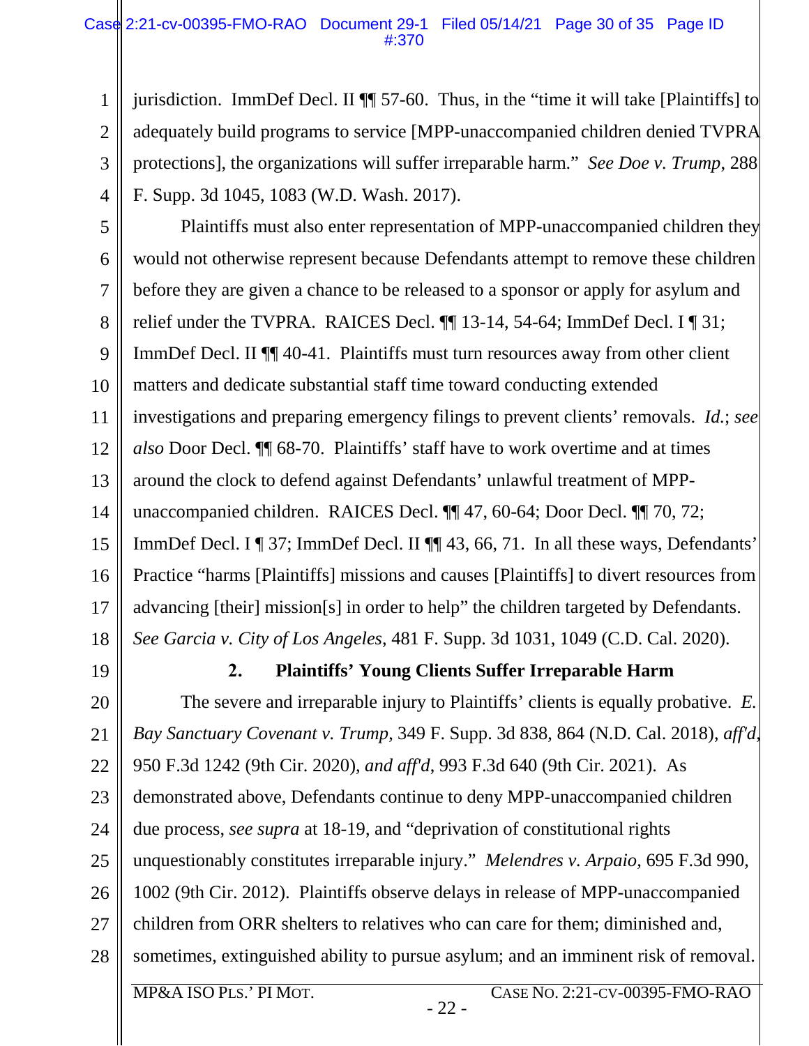jurisdiction. ImmDef Decl. II ¶¶ 57-60. Thus, in the "time it will take [Plaintiffs] to adequately build programs to service [MPP-unaccompanied children denied TVPRA protections], the organizations will suffer irreparable harm." *See Doe v. Trump*, 288 F. Supp. 3d 1045, 1083 (W.D. Wash. 2017).

Plaintiffs must also enter representation of MPP-unaccompanied children they would not otherwise represent because Defendants attempt to remove these children before they are given a chance to be released to a sponsor or apply for asylum and relief under the TVPRA. RAICES Decl. ¶¶ 13-14, 54-64; ImmDef Decl. I ¶ 31; ImmDef Decl. II ¶¶ 40-41. Plaintiffs must turn resources away from other client matters and dedicate substantial staff time toward conducting extended investigations and preparing emergency filings to prevent clients' removals. *Id.*; *see also* Door Decl. ¶¶ 68-70. Plaintiffs' staff have to work overtime and at times around the clock to defend against Defendants' unlawful treatment of MPP-unaccompanied children. RAICES Decl. ¶¶ 47, 60-64; Door Decl. ¶¶ 70, 72; ImmDef Decl. I ¶ 37; ImmDef Decl. II ¶¶ 43, 66, 71. In all these ways, Defendants' Practice "harms [Plaintiffs] missions and causes [Plaintiffs] to divert resources from advancing [their] mission[s] in order to help" the children targeted by Defendants. *See Garcia v. City of Los Angeles*, 481 F. Supp. 3d 1031, 1049 (C.D. Cal. 2020).

**2. Plaintiffs' Young Clients Suffer Irreparable Harm**

The severe and irreparable injury to Plaintiffs' clients is equally probative. *E. Bay Sanctuary Covenant v. Trump*, 349 F. Supp. 3d 838, 864 (N.D. Cal. 2018), *aff'd*, 950 F.3d 1242 (9th Cir. 2020), *and aff'd*, 993 F.3d 640 (9th Cir. 2021). As demonstrated above, Defendants continue to deny MPP-unaccompanied children due process, *see supra* at 18-19, and "deprivation of constitutional rights unquestionably constitutes irreparable injury." *Melendres v. Arpaio*, 695 F.3d 990, 1002 (9th Cir. 2012). Plaintiffs observe delays in release of MPP-unaccompanied children from ORR shelters to relatives who can care for them; diminished and, sometimes, extinguished ability to pursue asylum; and an imminent risk of removal.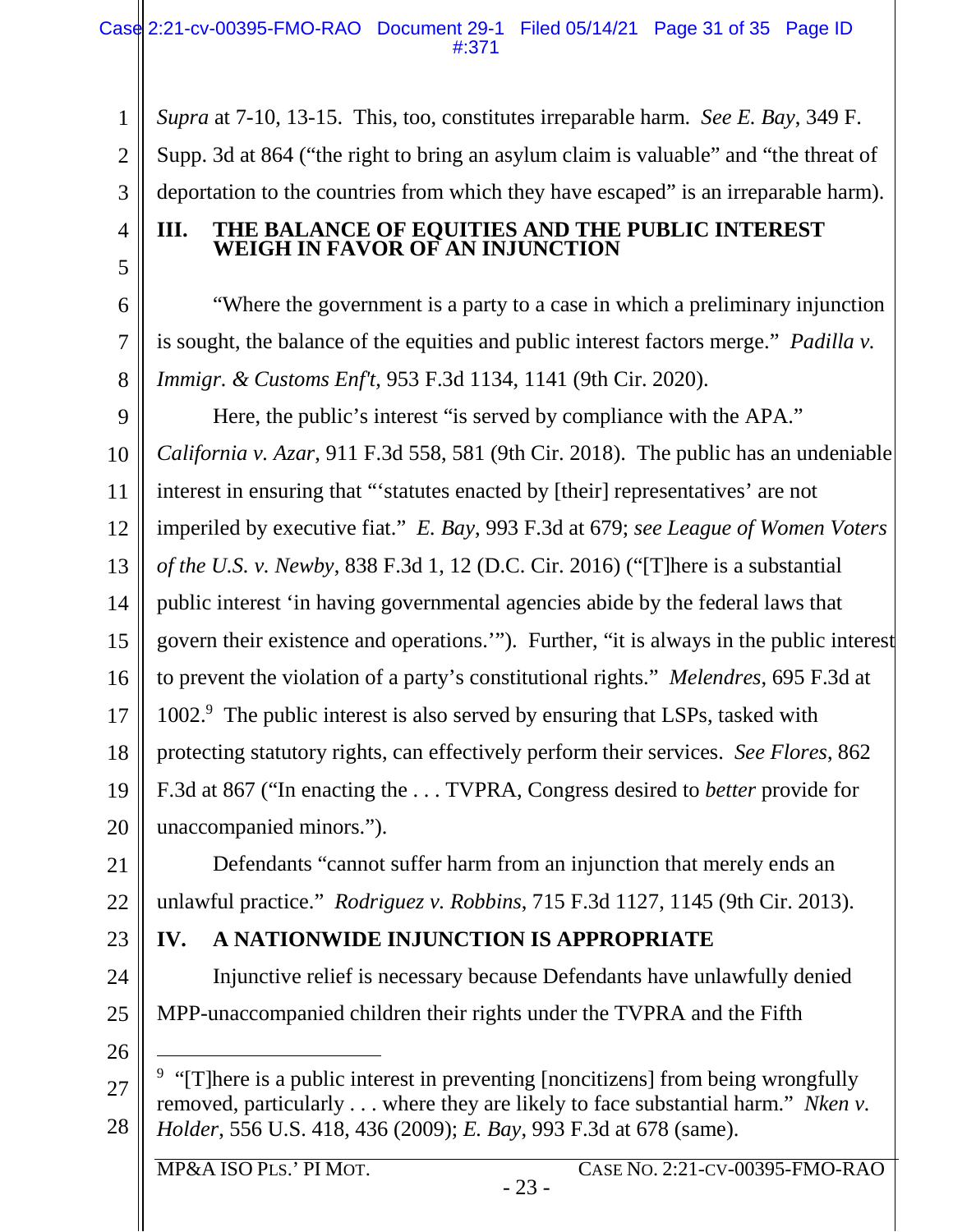*Supra* at 7-10, 13-15. This, too, constitutes irreparable harm. *See E. Bay*, 349 F. Supp. 3d at 864 ("the right to bring an asylum claim is valuable" and "the threat of deportation to the countries from which they have escaped" is an irreparable harm).

## III. THE BALANCE OF EQUITIES AND THE PUBLIC INTEREST WEIGH IN FAVOR OF AN INJUNCTION

"Where the government is a party to a case in which a preliminary injunction is sought, the balance of the equities and public interest factors merge." *Padilla v. Immigr. & Customs Enf't*, 953 F.3d 1134, 1141 (9th Cir. 2020).

Here, the public's interest "is served by compliance with the APA." *California v. Azar*, 911 F.3d 558, 581 (9th Cir. 2018). The public has an undeniable interest in ensuring that "'statutes enacted by [their] representatives' are not imperiled by executive fiat." *E. Bay*, 993 F.3d at 679; *see League of Women Voters of the U.S. v. Newby*, 838 F.3d 1, 12 (D.C. Cir. 2016) ("[T]here is a substantial public interest 'in having governmental agencies abide by the federal laws that govern their existence and operations.'"). Further, "it is always in the public interest to prevent the violation of a party's constitutional rights." *Melendres*, 695 F.3d at 1002.[9] The public interest is also served by ensuring that LSPs, tasked with protecting statutory rights, can effectively perform their services. *See Flores*, 862 F.3d at 867 ("In enacting the . . . TVPRA, Congress desired to *better* provide for unaccompanied minors.").

Defendants "cannot suffer harm from an injunction that merely ends an unlawful practice." *Rodriguez v. Robbins*, 715 F.3d 1127, 1145 (9th Cir. 2013).

## IV. A NATIONWIDE INJUNCTION IS APPROPRIATE

Injunctive relief is necessary because Defendants have unlawfully denied MPP-unaccompanied children their rights under the TVPRA and the Fifth

---

[9] "[T]here is a public interest in preventing [noncitizens] from being wrongfully removed, particularly . . . where they are likely to face substantial harm." *Nken v. Holder*, 556 U.S. 418, 436 (2009); *E. Bay*, 993 F.3d at 678 (same).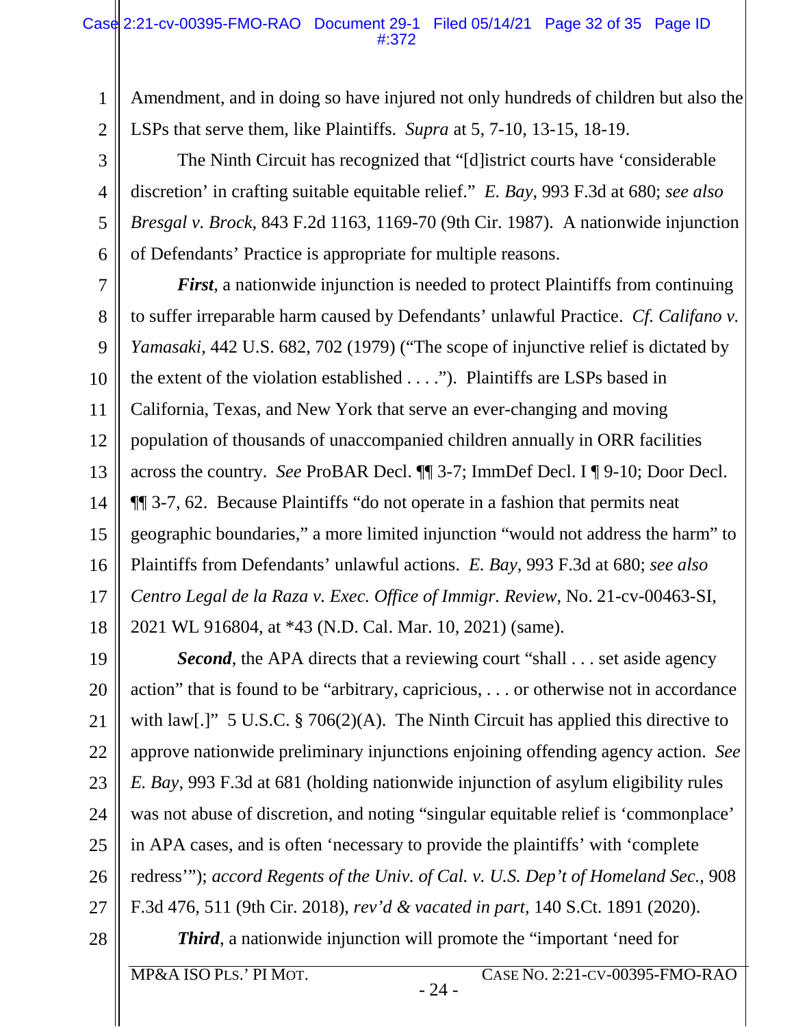Amendment, and in doing so have injured not only hundreds of children but also the LSPs that serve them, like Plaintiffs. *Supra* at 5, 7-10, 13-15, 18-19.

The Ninth Circuit has recognized that "[d]istrict courts have 'considerable discretion' in crafting suitable equitable relief." *E. Bay*, 993 F.3d at 680; *see also Bresgal v. Brock*, 843 F.2d 1163, 1169-70 (9th Cir. 1987). A nationwide injunction of Defendants' Practice is appropriate for multiple reasons.

***First***, a nationwide injunction is needed to protect Plaintiffs from continuing to suffer irreparable harm caused by Defendants' unlawful Practice. *Cf. Califano v. Yamasaki*, 442 U.S. 682, 702 (1979) ("The scope of injunctive relief is dictated by the extent of the violation established . . . ."). Plaintiffs are LSPs based in California, Texas, and New York that serve an ever-changing and moving population of thousands of unaccompanied children annually in ORR facilities across the country. *See* ProBAR Decl. ¶¶ 3-7; ImmDef Decl. I ¶ 9-10; Door Decl. ¶¶ 3-7, 62. Because Plaintiffs "do not operate in a fashion that permits neat geographic boundaries," a more limited injunction "would not address the harm" to Plaintiffs from Defendants' unlawful actions. *E. Bay*, 993 F.3d at 680; *see also Centro Legal de la Raza v. Exec. Office of Immigr. Review*, No. 21-cv-00463-SI, 2021 WL 916804, at *43 (N.D. Cal. Mar. 10, 2021) (same).

***Second***, the APA directs that a reviewing court "shall . . . set aside agency action" that is found to be "arbitrary, capricious, . . . or otherwise not in accordance with law[.]" 5 U.S.C. § 706(2)(A). The Ninth Circuit has applied this directive to approve nationwide preliminary injunctions enjoining offending agency action. *See E. Bay*, 993 F.3d at 681 (holding nationwide injunction of asylum eligibility rules was not abuse of discretion, and noting "singular equitable relief is 'commonplace' in APA cases, and is often 'necessary to provide the plaintiffs' with 'complete redress'"); *accord Regents of the Univ. of Cal. v. U.S. Dep't of Homeland Sec.*, 908 F.3d 476, 511 (9th Cir. 2018), *rev'd & vacated in part*, 140 S.Ct. 1891 (2020).

***Third***, a nationwide injunction will promote the "important 'need for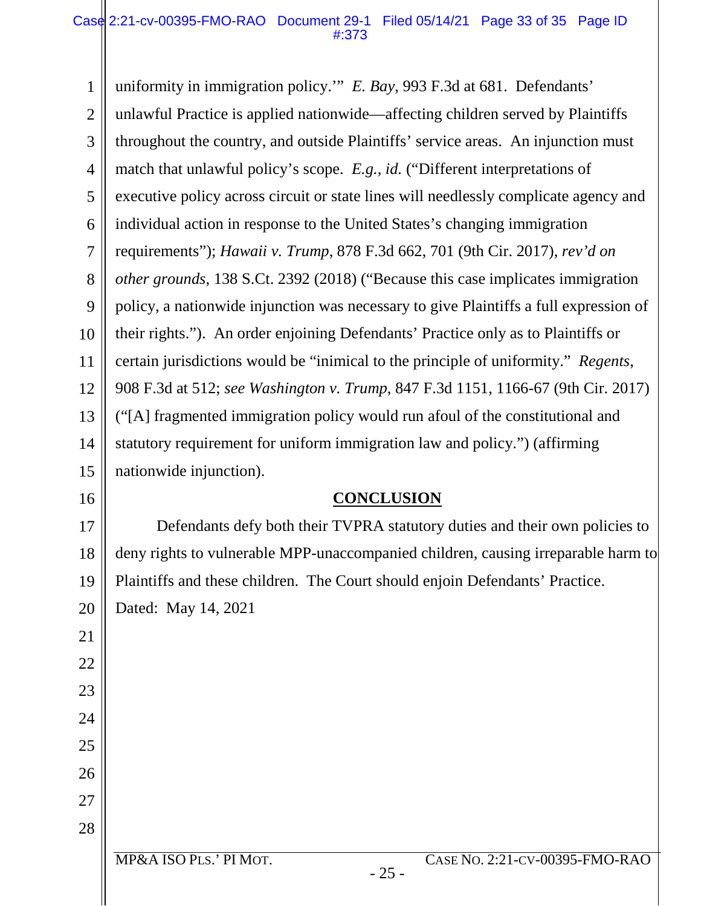uniformity in immigration policy.'" *E. Bay*, 993 F.3d at 681. Defendants' unlawful Practice is applied nationwide—affecting children served by Plaintiffs throughout the country, and outside Plaintiffs' service areas. An injunction must match that unlawful policy's scope. *E.g.*, *id.* ("Different interpretations of executive policy across circuit or state lines will needlessly complicate agency and individual action in response to the United States's changing immigration requirements"); *Hawaii v. Trump*, 878 F.3d 662, 701 (9th Cir. 2017), *rev'd on other grounds*, 138 S.Ct. 2392 (2018) ("Because this case implicates immigration policy, a nationwide injunction was necessary to give Plaintiffs a full expression of their rights."). An order enjoining Defendants' Practice only as to Plaintiffs or certain jurisdictions would be "inimical to the principle of uniformity." *Regents*, 908 F.3d at 512; *see Washington v. Trump*, 847 F.3d 1151, 1166-67 (9th Cir. 2017) ("[A] fragmented immigration policy would run afoul of the constitutional and statutory requirement for uniform immigration law and policy.") (affirming nationwide injunction).

## CONCLUSION

Defendants defy both their TVPRA statutory duties and their own policies to deny rights to vulnerable MPP-unaccompanied children, causing irreparable harm to Plaintiffs and these children. The Court should enjoin Defendants' Practice.

Dated: May 14, 2021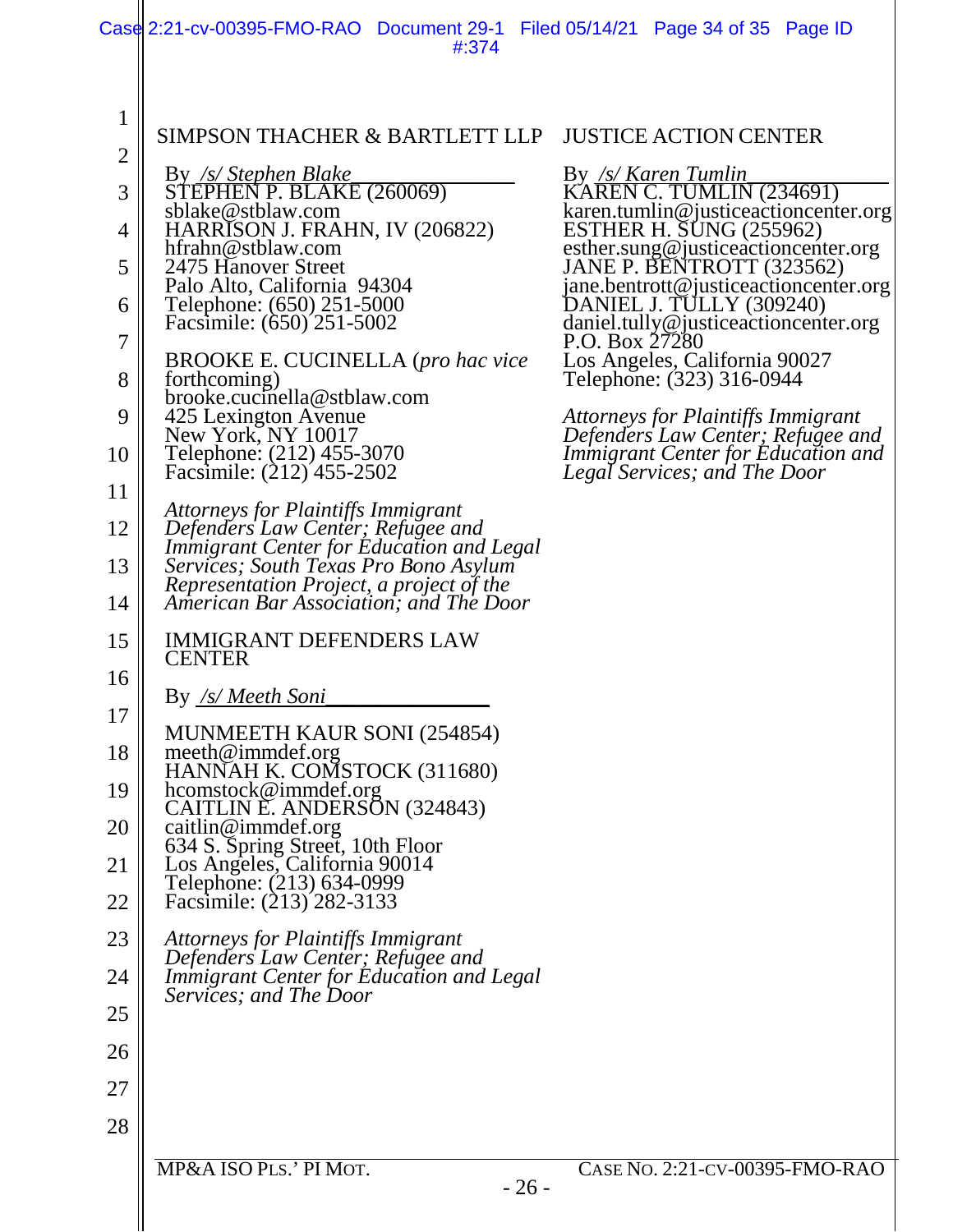SIMPSON THACHER & BARTLETT LLP

By */s/ Stephen Blake*
STEPHEN P. BLAKE (260069)
sblake@stblaw.com
HARRISON J. FRAHN, IV (206822)
hfrahn@stblaw.com
2475 Hanover Street
Palo Alto, California 94304
Telephone: (650) 251-5000
Facsimile: (650) 251-5002

BROOKE E. CUCINELLA (*pro hac vice* forthcoming)
brooke.cucinella@stblaw.com
425 Lexington Avenue
New York, NY 10017
Telephone: (212) 455-3070
Facsimile: (212) 455-2502

*Attorneys for Plaintiffs Immigrant Defenders Law Center; Refugee and Immigrant Center for Education and Legal Services; South Texas Pro Bono Asylum Representation Project, a project of the American Bar Association; and The Door*

IMMIGRANT DEFENDERS LAW CENTER

By */s/ Meeth Soni*

MUNMEETH KAUR SONI (254854)
meeth@immdef.org
HANNAH K. COMSTOCK (311680)
hcomstock@immdef.org
CAITLIN E. ANDERSON (324843)
caitlin@immdef.org
634 S. Spring Street, 10th Floor
Los Angeles, California 90014
Telephone: (213) 634-0999
Facsimile: (213) 282-3133

*Attorneys for Plaintiffs Immigrant Defenders Law Center; Refugee and Immigrant Center for Education and Legal Services; and The Door*

JUSTICE ACTION CENTER

By */s/ Karen Tumlin*
KAREN C. TUMLIN (234691)
karen.tumlin@justiceactioncenter.org
ESTHER H. SUNG (255962)
esther.sung@justiceactioncenter.org
JANE P. BENTROTT (323562)
jane.bentrott@justiceactioncenter.org
DANIEL J. TULLY (309240)
daniel.tully@justiceactioncenter.org
P.O. Box 27280
Los Angeles, California 90027
Telephone: (323) 316-0944

*Attorneys for Plaintiffs Immigrant Defenders Law Center; Refugee and Immigrant Center for Education and Legal Services; and The Door*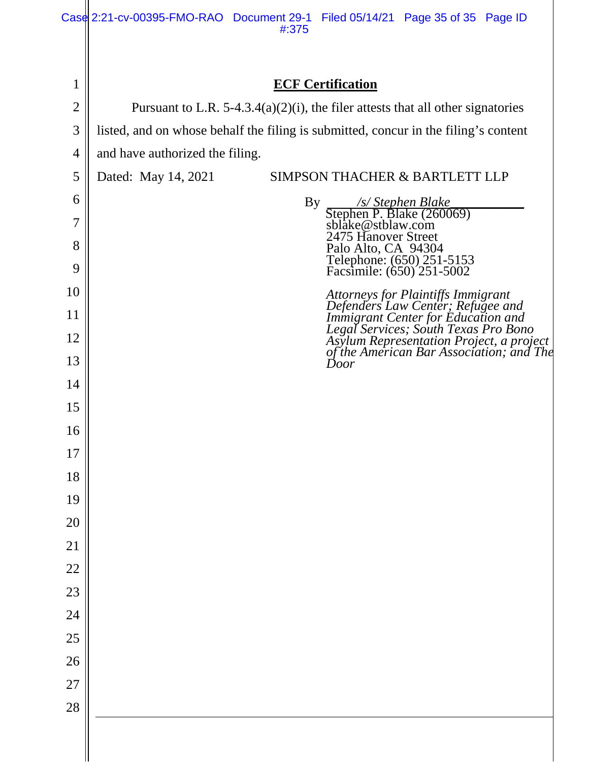**ECF Certification**

Pursuant to L.R. 5-4.3.4(a)(2)(i), the filer attests that all other signatories listed, and on whose behalf the filing is submitted, concur in the filing's content and have authorized the filing.

Dated: May 14, 2021

SIMPSON THACHER & BARTLETT LLP

By *__/s/ Stephen Blake__*

Stephen P. Blake (260069)
sblake@stblaw.com
2475 Hanover Street
Palo Alto, CA 94304
Telephone: (650) 251-5153
Facsimile: (650) 251-5002

*Attorneys for Plaintiffs Immigrant Defenders Law Center; Refugee and Immigrant Center for Education and Legal Services; South Texas Pro Bono Asylum Representation Project, a project of the American Bar Association; and The Door*